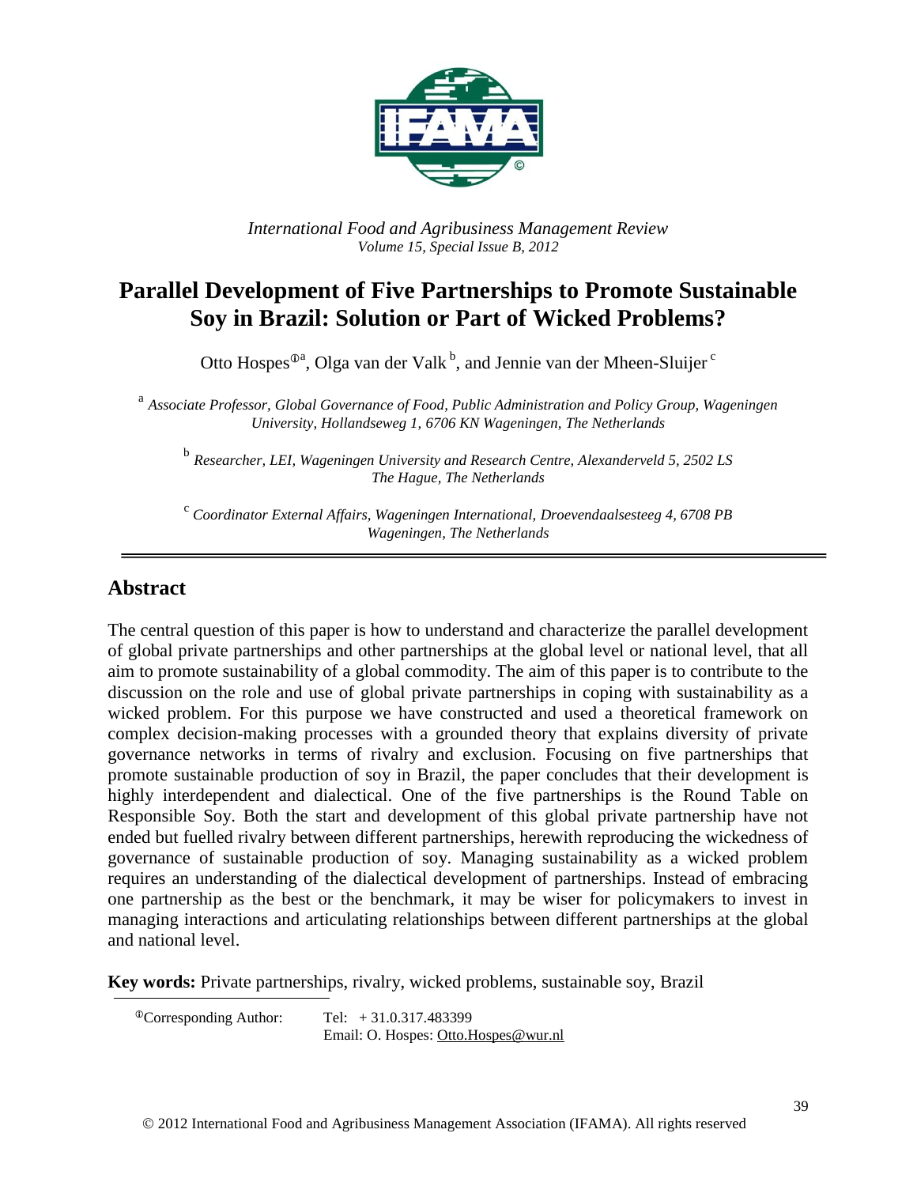*International Food and Agribusiness Management Review*
*Volume 15, Special Issue B, 2012*

# Parallel Development of Five Partnerships to Promote Sustainable Soy in Brazil: Solution or Part of Wicked Problems?

Otto Hospes[①a], Olga van der Valk[b], and Jennie van der Mheen-Sluijer[c]

[a] *Associate Professor, Global Governance of Food, Public Administration and Policy Group, Wageningen University, Hollandseweg 1, 6706 KN Wageningen, The Netherlands*

[b] *Researcher, LEI, Wageningen University and Research Centre, Alexanderveld 5, 2502 LS The Hague, The Netherlands*

[c] *Coordinator External Affairs, Wageningen International, Droevendaalsesteeg 4, 6708 PB Wageningen, The Netherlands*

## Abstract

The central question of this paper is how to understand and characterize the parallel development of global private partnerships and other partnerships at the global level or national level, that all aim to promote sustainability of a global commodity. The aim of this paper is to contribute to the discussion on the role and use of global private partnerships in coping with sustainability as a wicked problem. For this purpose we have constructed and used a theoretical framework on complex decision-making processes with a grounded theory that explains diversity of private governance networks in terms of rivalry and exclusion. Focusing on five partnerships that promote sustainable production of soy in Brazil, the paper concludes that their development is highly interdependent and dialectical. One of the five partnerships is the Round Table on Responsible Soy. Both the start and development of this global private partnership have not ended but fuelled rivalry between different partnerships, herewith reproducing the wickedness of governance of sustainable production of soy. Managing sustainability as a wicked problem requires an understanding of the dialectical development of partnerships. Instead of embracing one partnership as the best or the benchmark, it may be wiser for policymakers to invest in managing interactions and articulating relationships between different partnerships at the global and national level.

**Key words:** Private partnerships, rivalry, wicked problems, sustainable soy, Brazil

[①]Corresponding Author: Tel: + 31.0.317.483399
Email: O. Hospes: Otto.Hospes@wur.nl

© 2012 International Food and Agribusiness Management Association (IFAMA). All rights reserved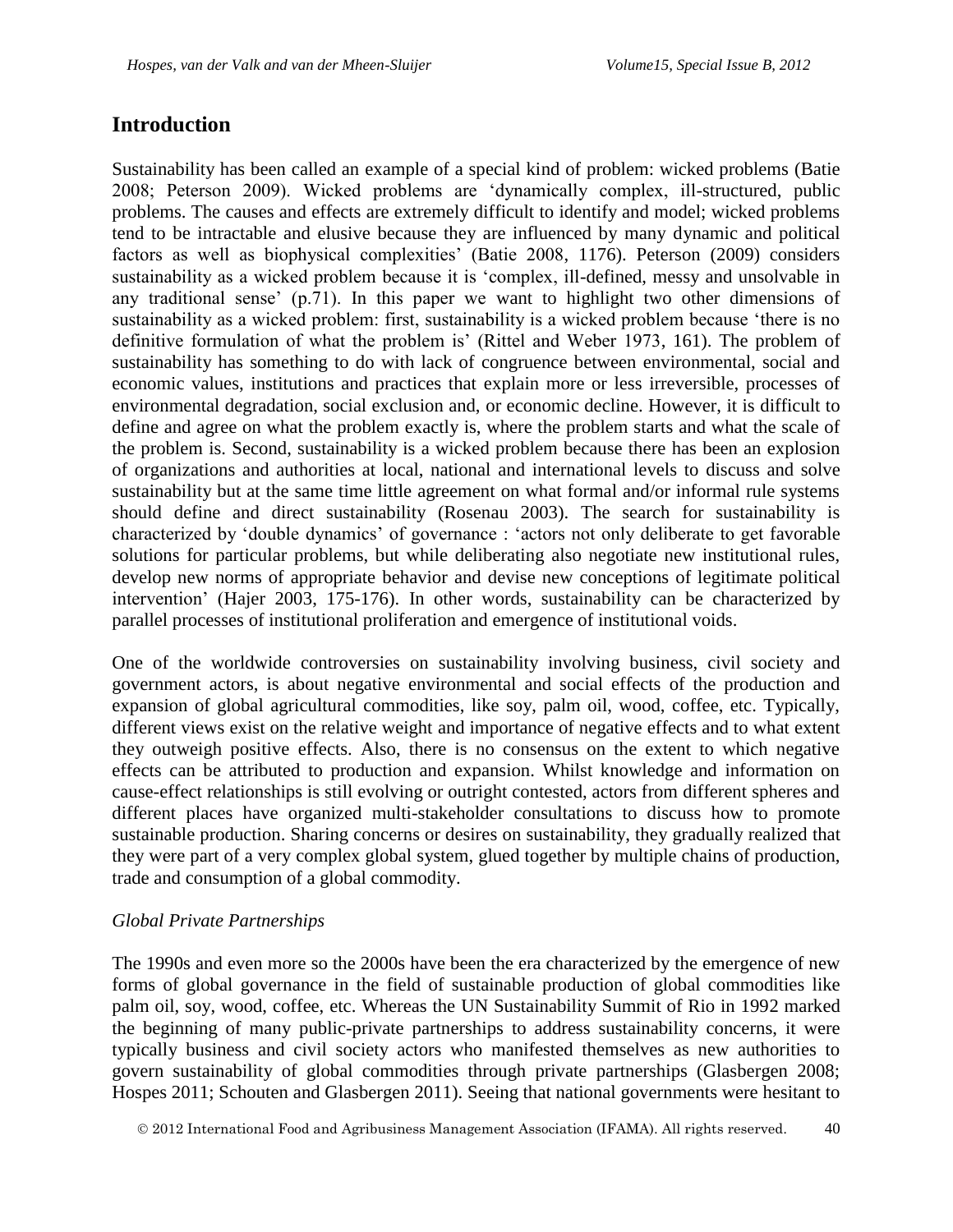## Introduction

Sustainability has been called an example of a special kind of problem: wicked problems (Batie 2008; Peterson 2009). Wicked problems are 'dynamically complex, ill-structured, public problems. The causes and effects are extremely difficult to identify and model; wicked problems tend to be intractable and elusive because they are influenced by many dynamic and political factors as well as biophysical complexities' (Batie 2008, 1176). Peterson (2009) considers sustainability as a wicked problem because it is 'complex, ill-defined, messy and unsolvable in any traditional sense' (p.71). In this paper we want to highlight two other dimensions of sustainability as a wicked problem: first, sustainability is a wicked problem because 'there is no definitive formulation of what the problem is' (Rittel and Weber 1973, 161). The problem of sustainability has something to do with lack of congruence between environmental, social and economic values, institutions and practices that explain more or less irreversible, processes of environmental degradation, social exclusion and, or economic decline. However, it is difficult to define and agree on what the problem exactly is, where the problem starts and what the scale of the problem is. Second, sustainability is a wicked problem because there has been an explosion of organizations and authorities at local, national and international levels to discuss and solve sustainability but at the same time little agreement on what formal and/or informal rule systems should define and direct sustainability (Rosenau 2003). The search for sustainability is characterized by 'double dynamics' of governance : 'actors not only deliberate to get favorable solutions for particular problems, but while deliberating also negotiate new institutional rules, develop new norms of appropriate behavior and devise new conceptions of legitimate political intervention' (Hajer 2003, 175-176). In other words, sustainability can be characterized by parallel processes of institutional proliferation and emergence of institutional voids.

One of the worldwide controversies on sustainability involving business, civil society and government actors, is about negative environmental and social effects of the production and expansion of global agricultural commodities, like soy, palm oil, wood, coffee, etc. Typically, different views exist on the relative weight and importance of negative effects and to what extent they outweigh positive effects. Also, there is no consensus on the extent to which negative effects can be attributed to production and expansion. Whilst knowledge and information on cause-effect relationships is still evolving or outright contested, actors from different spheres and different places have organized multi-stakeholder consultations to discuss how to promote sustainable production. Sharing concerns or desires on sustainability, they gradually realized that they were part of a very complex global system, glued together by multiple chains of production, trade and consumption of a global commodity.

### *Global Private Partnerships*

The 1990s and even more so the 2000s have been the era characterized by the emergence of new forms of global governance in the field of sustainable production of global commodities like palm oil, soy, wood, coffee, etc. Whereas the UN Sustainability Summit of Rio in 1992 marked the beginning of many public-private partnerships to address sustainability concerns, it were typically business and civil society actors who manifested themselves as new authorities to govern sustainability of global commodities through private partnerships (Glasbergen 2008; Hospes 2011; Schouten and Glasbergen 2011). Seeing that national governments were hesitant to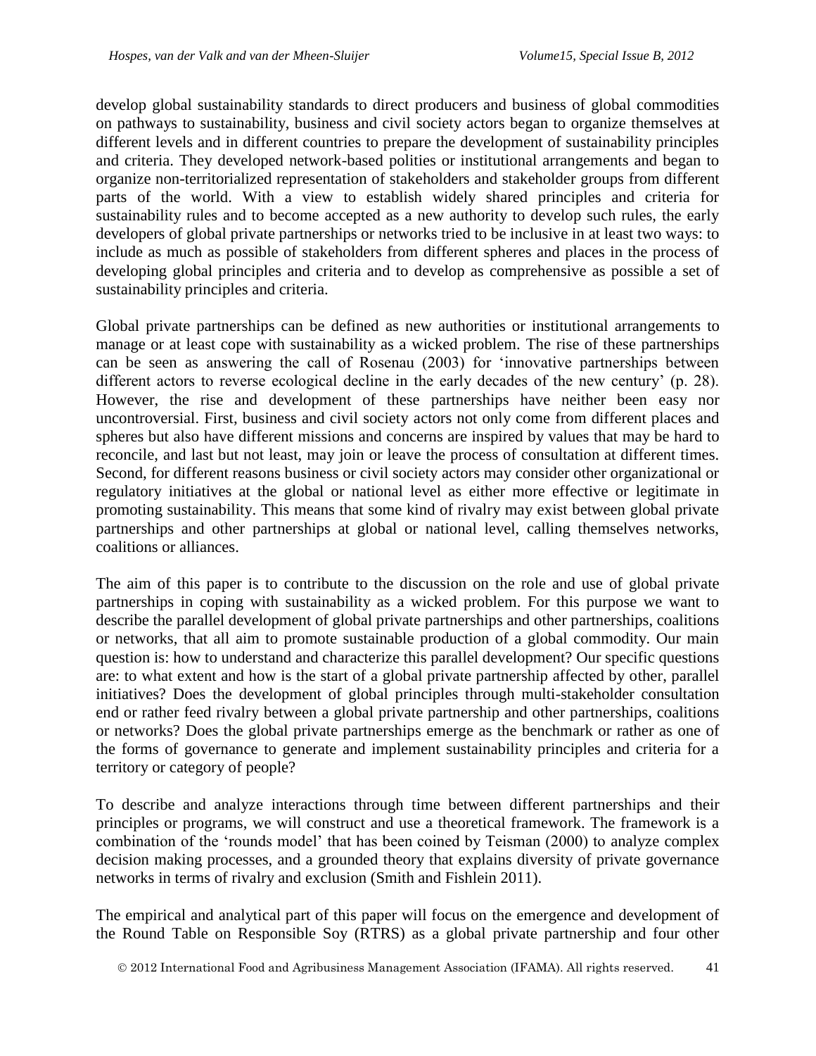develop global sustainability standards to direct producers and business of global commodities on pathways to sustainability, business and civil society actors began to organize themselves at different levels and in different countries to prepare the development of sustainability principles and criteria. They developed network-based polities or institutional arrangements and began to organize non-territorialized representation of stakeholders and stakeholder groups from different parts of the world. With a view to establish widely shared principles and criteria for sustainability rules and to become accepted as a new authority to develop such rules, the early developers of global private partnerships or networks tried to be inclusive in at least two ways: to include as much as possible of stakeholders from different spheres and places in the process of developing global principles and criteria and to develop as comprehensive as possible a set of sustainability principles and criteria.

Global private partnerships can be defined as new authorities or institutional arrangements to manage or at least cope with sustainability as a wicked problem. The rise of these partnerships can be seen as answering the call of Rosenau (2003) for 'innovative partnerships between different actors to reverse ecological decline in the early decades of the new century' (p. 28). However, the rise and development of these partnerships have neither been easy nor uncontroversial. First, business and civil society actors not only come from different places and spheres but also have different missions and concerns are inspired by values that may be hard to reconcile, and last but not least, may join or leave the process of consultation at different times. Second, for different reasons business or civil society actors may consider other organizational or regulatory initiatives at the global or national level as either more effective or legitimate in promoting sustainability. This means that some kind of rivalry may exist between global private partnerships and other partnerships at global or national level, calling themselves networks, coalitions or alliances.

The aim of this paper is to contribute to the discussion on the role and use of global private partnerships in coping with sustainability as a wicked problem. For this purpose we want to describe the parallel development of global private partnerships and other partnerships, coalitions or networks, that all aim to promote sustainable production of a global commodity. Our main question is: how to understand and characterize this parallel development? Our specific questions are: to what extent and how is the start of a global private partnership affected by other, parallel initiatives? Does the development of global principles through multi-stakeholder consultation end or rather feed rivalry between a global private partnership and other partnerships, coalitions or networks? Does the global private partnerships emerge as the benchmark or rather as one of the forms of governance to generate and implement sustainability principles and criteria for a territory or category of people?

To describe and analyze interactions through time between different partnerships and their principles or programs, we will construct and use a theoretical framework. The framework is a combination of the 'rounds model' that has been coined by Teisman (2000) to analyze complex decision making processes, and a grounded theory that explains diversity of private governance networks in terms of rivalry and exclusion (Smith and Fishlein 2011).

The empirical and analytical part of this paper will focus on the emergence and development of the Round Table on Responsible Soy (RTRS) as a global private partnership and four other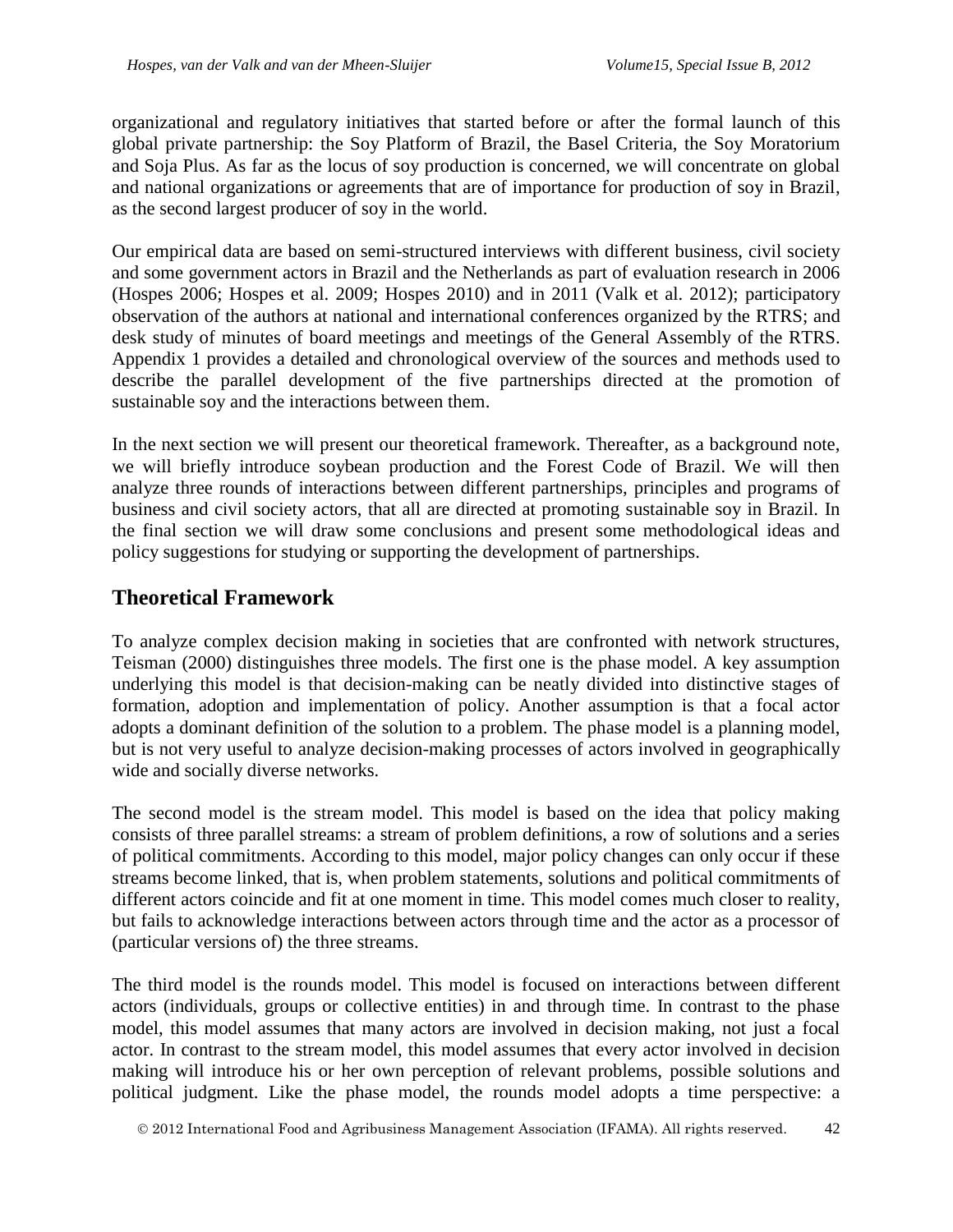organizational and regulatory initiatives that started before or after the formal launch of this global private partnership: the Soy Platform of Brazil, the Basel Criteria, the Soy Moratorium and Soja Plus. As far as the locus of soy production is concerned, we will concentrate on global and national organizations or agreements that are of importance for production of soy in Brazil, as the second largest producer of soy in the world.

Our empirical data are based on semi-structured interviews with different business, civil society and some government actors in Brazil and the Netherlands as part of evaluation research in 2006 (Hospes 2006; Hospes et al. 2009; Hospes 2010) and in 2011 (Valk et al. 2012); participatory observation of the authors at national and international conferences organized by the RTRS; and desk study of minutes of board meetings and meetings of the General Assembly of the RTRS. Appendix 1 provides a detailed and chronological overview of the sources and methods used to describe the parallel development of the five partnerships directed at the promotion of sustainable soy and the interactions between them.

In the next section we will present our theoretical framework. Thereafter, as a background note, we will briefly introduce soybean production and the Forest Code of Brazil. We will then analyze three rounds of interactions between different partnerships, principles and programs of business and civil society actors, that all are directed at promoting sustainable soy in Brazil. In the final section we will draw some conclusions and present some methodological ideas and policy suggestions for studying or supporting the development of partnerships.

## Theoretical Framework

To analyze complex decision making in societies that are confronted with network structures, Teisman (2000) distinguishes three models. The first one is the phase model. A key assumption underlying this model is that decision-making can be neatly divided into distinctive stages of formation, adoption and implementation of policy. Another assumption is that a focal actor adopts a dominant definition of the solution to a problem. The phase model is a planning model, but is not very useful to analyze decision-making processes of actors involved in geographically wide and socially diverse networks.

The second model is the stream model. This model is based on the idea that policy making consists of three parallel streams: a stream of problem definitions, a row of solutions and a series of political commitments. According to this model, major policy changes can only occur if these streams become linked, that is, when problem statements, solutions and political commitments of different actors coincide and fit at one moment in time. This model comes much closer to reality, but fails to acknowledge interactions between actors through time and the actor as a processor of (particular versions of) the three streams.

The third model is the rounds model. This model is focused on interactions between different actors (individuals, groups or collective entities) in and through time. In contrast to the phase model, this model assumes that many actors are involved in decision making, not just a focal actor. In contrast to the stream model, this model assumes that every actor involved in decision making will introduce his or her own perception of relevant problems, possible solutions and political judgment. Like the phase model, the rounds model adopts a time perspective: a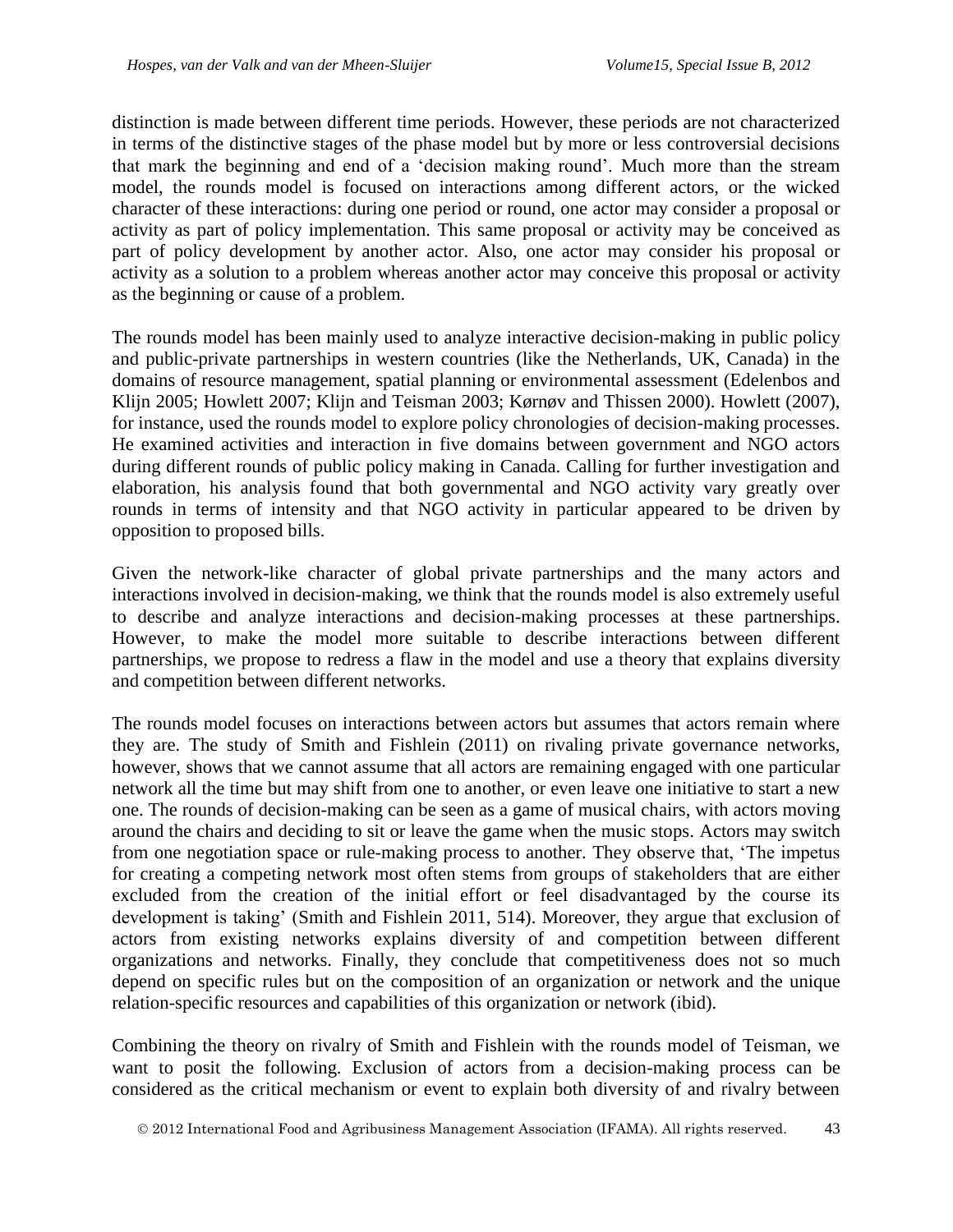distinction is made between different time periods. However, these periods are not characterized in terms of the distinctive stages of the phase model but by more or less controversial decisions that mark the beginning and end of a 'decision making round'. Much more than the stream model, the rounds model is focused on interactions among different actors, or the wicked character of these interactions: during one period or round, one actor may consider a proposal or activity as part of policy implementation. This same proposal or activity may be conceived as part of policy development by another actor. Also, one actor may consider his proposal or activity as a solution to a problem whereas another actor may conceive this proposal or activity as the beginning or cause of a problem.

The rounds model has been mainly used to analyze interactive decision-making in public policy and public-private partnerships in western countries (like the Netherlands, UK, Canada) in the domains of resource management, spatial planning or environmental assessment (Edelenbos and Klijn 2005; Howlett 2007; Klijn and Teisman 2003; Kørnøv and Thissen 2000). Howlett (2007), for instance, used the rounds model to explore policy chronologies of decision-making processes. He examined activities and interaction in five domains between government and NGO actors during different rounds of public policy making in Canada. Calling for further investigation and elaboration, his analysis found that both governmental and NGO activity vary greatly over rounds in terms of intensity and that NGO activity in particular appeared to be driven by opposition to proposed bills.

Given the network-like character of global private partnerships and the many actors and interactions involved in decision-making, we think that the rounds model is also extremely useful to describe and analyze interactions and decision-making processes at these partnerships. However, to make the model more suitable to describe interactions between different partnerships, we propose to redress a flaw in the model and use a theory that explains diversity and competition between different networks.

The rounds model focuses on interactions between actors but assumes that actors remain where they are. The study of Smith and Fishlein (2011) on rivaling private governance networks, however, shows that we cannot assume that all actors are remaining engaged with one particular network all the time but may shift from one to another, or even leave one initiative to start a new one. The rounds of decision-making can be seen as a game of musical chairs, with actors moving around the chairs and deciding to sit or leave the game when the music stops. Actors may switch from one negotiation space or rule-making process to another. They observe that, 'The impetus for creating a competing network most often stems from groups of stakeholders that are either excluded from the creation of the initial effort or feel disadvantaged by the course its development is taking' (Smith and Fishlein 2011, 514). Moreover, they argue that exclusion of actors from existing networks explains diversity of and competition between different organizations and networks. Finally, they conclude that competitiveness does not so much depend on specific rules but on the composition of an organization or network and the unique relation-specific resources and capabilities of this organization or network (ibid).

Combining the theory on rivalry of Smith and Fishlein with the rounds model of Teisman, we want to posit the following. Exclusion of actors from a decision-making process can be considered as the critical mechanism or event to explain both diversity of and rivalry between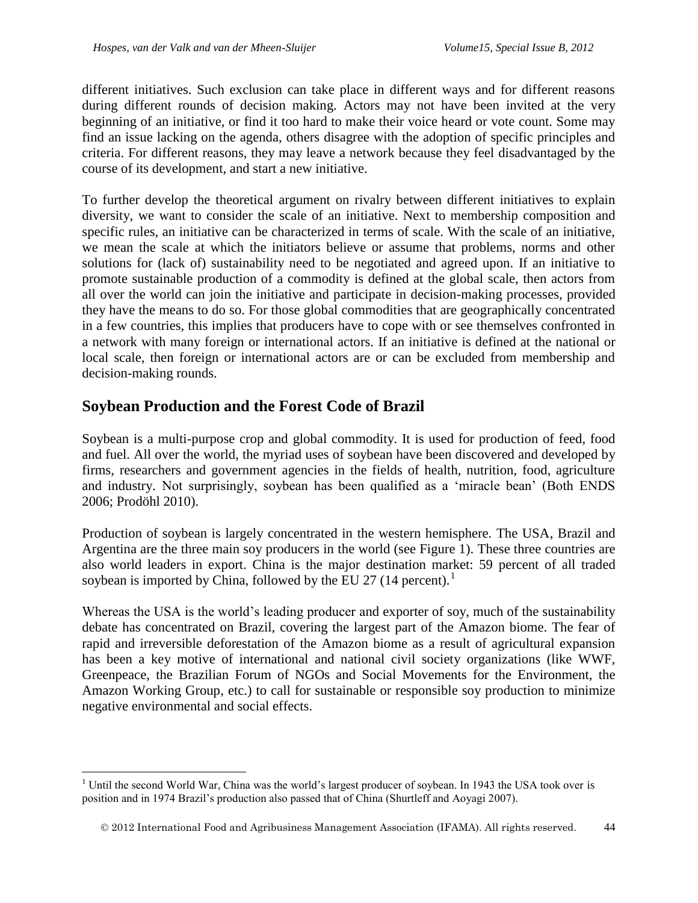different initiatives. Such exclusion can take place in different ways and for different reasons during different rounds of decision making. Actors may not have been invited at the very beginning of an initiative, or find it too hard to make their voice heard or vote count. Some may find an issue lacking on the agenda, others disagree with the adoption of specific principles and criteria. For different reasons, they may leave a network because they feel disadvantaged by the course of its development, and start a new initiative.

To further develop the theoretical argument on rivalry between different initiatives to explain diversity, we want to consider the scale of an initiative. Next to membership composition and specific rules, an initiative can be characterized in terms of scale. With the scale of an initiative, we mean the scale at which the initiators believe or assume that problems, norms and other solutions for (lack of) sustainability need to be negotiated and agreed upon. If an initiative to promote sustainable production of a commodity is defined at the global scale, then actors from all over the world can join the initiative and participate in decision-making processes, provided they have the means to do so. For those global commodities that are geographically concentrated in a few countries, this implies that producers have to cope with or see themselves confronted in a network with many foreign or international actors. If an initiative is defined at the national or local scale, then foreign or international actors are or can be excluded from membership and decision-making rounds.

## Soybean Production and the Forest Code of Brazil

Soybean is a multi-purpose crop and global commodity. It is used for production of feed, food and fuel. All over the world, the myriad uses of soybean have been discovered and developed by firms, researchers and government agencies in the fields of health, nutrition, food, agriculture and industry. Not surprisingly, soybean has been qualified as a 'miracle bean' (Both ENDS 2006; Prodöhl 2010).

Production of soybean is largely concentrated in the western hemisphere. The USA, Brazil and Argentina are the three main soy producers in the world (see Figure 1). These three countries are also world leaders in export. China is the major destination market: 59 percent of all traded soybean is imported by China, followed by the EU 27 (14 percent).[1]

Whereas the USA is the world's leading producer and exporter of soy, much of the sustainability debate has concentrated on Brazil, covering the largest part of the Amazon biome. The fear of rapid and irreversible deforestation of the Amazon biome as a result of agricultural expansion has been a key motive of international and national civil society organizations (like WWF, Greenpeace, the Brazilian Forum of NGOs and Social Movements for the Environment, the Amazon Working Group, etc.) to call for sustainable or responsible soy production to minimize negative environmental and social effects.

[1] Until the second World War, China was the world's largest producer of soybean. In 1943 the USA took over is position and in 1974 Brazil's production also passed that of China (Shurtleff and Aoyagi 2007).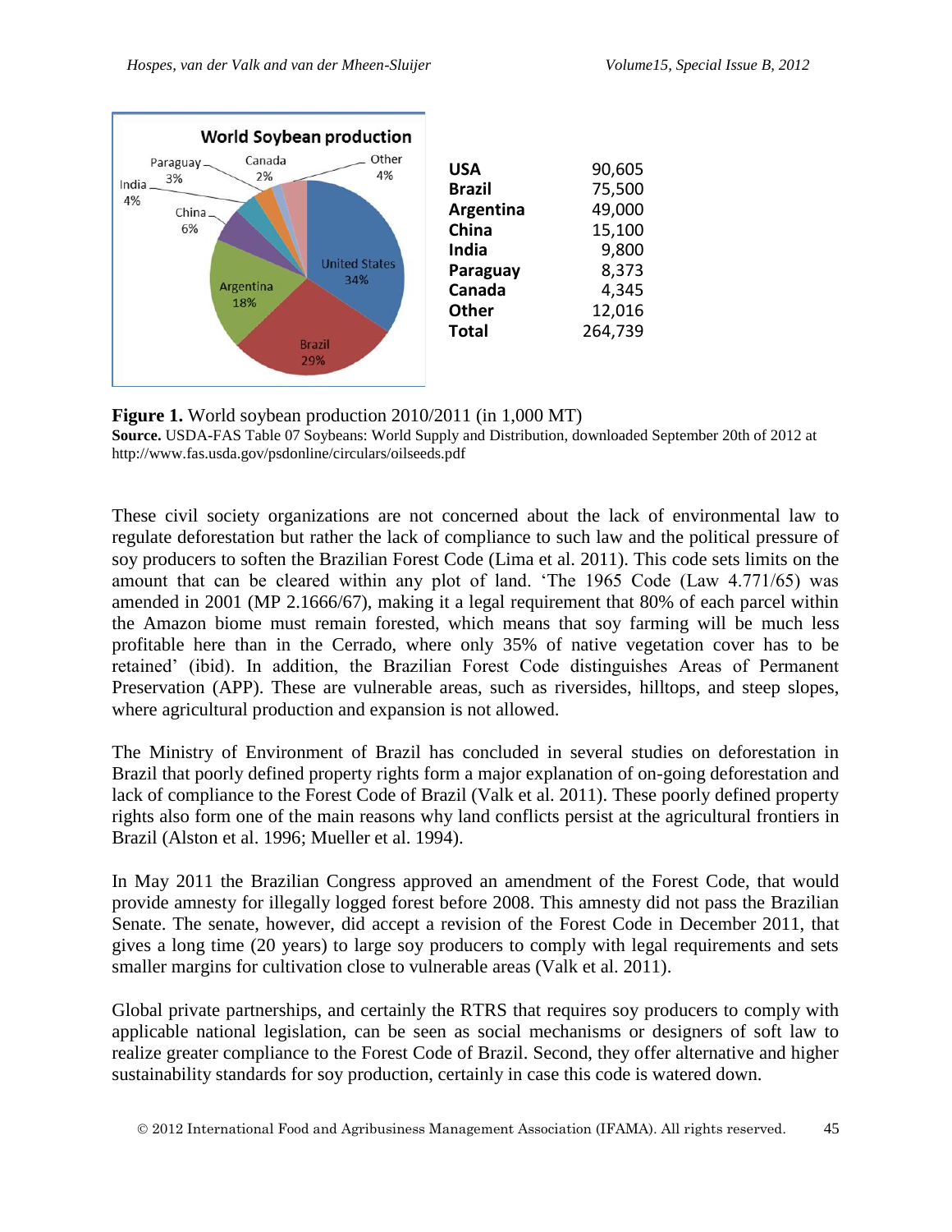| | |
|---|---|
| **USA** | 90,605 |
| **Brazil** | 75,500 |
| **Argentina** | 49,000 |
| **China** | 15,100 |
| **India** | 9,800 |
| **Paraguay** | 8,373 |
| **Canada** | 4,345 |
| **Other** | 12,016 |
| **Total** | 264,739 |

**Figure 1.** World soybean production 2010/2011 (in 1,000 MT)
**Source.** USDA-FAS Table 07 Soybeans: World Supply and Distribution, downloaded September 20th of 2012 at http://www.fas.usda.gov/psdonline/circulars/oilseeds.pdf

These civil society organizations are not concerned about the lack of environmental law to regulate deforestation but rather the lack of compliance to such law and the political pressure of soy producers to soften the Brazilian Forest Code (Lima et al. 2011). This code sets limits on the amount that can be cleared within any plot of land. 'The 1965 Code (Law 4.771/65) was amended in 2001 (MP 2.1666/67), making it a legal requirement that 80% of each parcel within the Amazon biome must remain forested, which means that soy farming will be much less profitable here than in the Cerrado, where only 35% of native vegetation cover has to be retained' (ibid). In addition, the Brazilian Forest Code distinguishes Areas of Permanent Preservation (APP). These are vulnerable areas, such as riversides, hilltops, and steep slopes, where agricultural production and expansion is not allowed.

The Ministry of Environment of Brazil has concluded in several studies on deforestation in Brazil that poorly defined property rights form a major explanation of on-going deforestation and lack of compliance to the Forest Code of Brazil (Valk et al. 2011). These poorly defined property rights also form one of the main reasons why land conflicts persist at the agricultural frontiers in Brazil (Alston et al. 1996; Mueller et al. 1994).

In May 2011 the Brazilian Congress approved an amendment of the Forest Code, that would provide amnesty for illegally logged forest before 2008. This amnesty did not pass the Brazilian Senate. The senate, however, did accept a revision of the Forest Code in December 2011, that gives a long time (20 years) to large soy producers to comply with legal requirements and sets smaller margins for cultivation close to vulnerable areas (Valk et al. 2011).

Global private partnerships, and certainly the RTRS that requires soy producers to comply with applicable national legislation, can be seen as social mechanisms or designers of soft law to realize greater compliance to the Forest Code of Brazil. Second, they offer alternative and higher sustainability standards for soy production, certainly in case this code is watered down.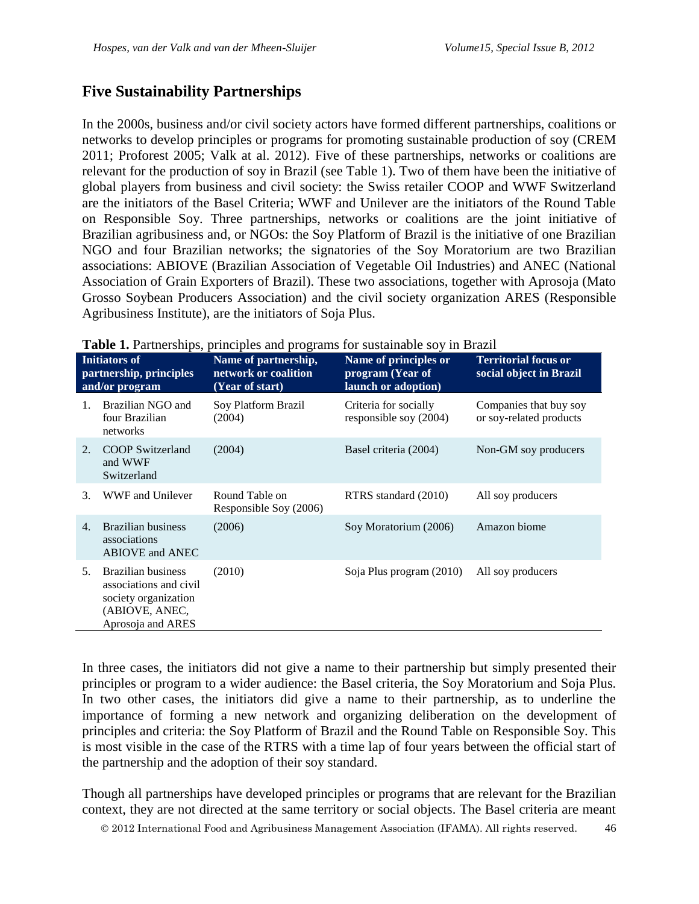## Five Sustainability Partnerships

In the 2000s, business and/or civil society actors have formed different partnerships, coalitions or networks to develop principles or programs for promoting sustainable production of soy (CREM 2011; Proforest 2005; Valk at al. 2012). Five of these partnerships, networks or coalitions are relevant for the production of soy in Brazil (see Table 1). Two of them have been the initiative of global players from business and civil society: the Swiss retailer COOP and WWF Switzerland are the initiators of the Basel Criteria; WWF and Unilever are the initiators of the Round Table on Responsible Soy. Three partnerships, networks or coalitions are the joint initiative of Brazilian agribusiness and, or NGOs: the Soy Platform of Brazil is the initiative of one Brazilian NGO and four Brazilian networks; the signatories of the Soy Moratorium are two Brazilian associations: ABIOVE (Brazilian Association of Vegetable Oil Industries) and ANEC (National Association of Grain Exporters of Brazil). These two associations, together with Aprosoja (Mato Grosso Soybean Producers Association) and the civil society organization ARES (Responsible Agribusiness Institute), are the initiators of Soja Plus.

**Table 1.** Partnerships, principles and programs for sustainable soy in Brazil

| | Initiators of partnership, principles and/or program | Name of partnership, network or coalition (Year of start) | Name of principles or program (Year of launch or adoption) | Territorial focus or social object in Brazil |
|---|---|---|---|---|
| 1. | Brazilian NGO and four Brazilian networks | Soy Platform Brazil (2004) | Criteria for socially responsible soy (2004) | Companies that buy soy or soy-related products |
| 2. | COOP Switzerland and WWF Switzerland | (2004) | Basel criteria (2004) | Non-GM soy producers |
| 3. | WWF and Unilever | Round Table on Responsible Soy (2006) | RTRS standard (2010) | All soy producers |
| 4. | Brazilian business associations ABIOVE and ANEC | (2006) | Soy Moratorium (2006) | Amazon biome |
| 5. | Brazilian business associations and civil society organization (ABIOVE, ANEC, Aprosoja and ARES | (2010) | Soja Plus program (2010) | All soy producers |

In three cases, the initiators did not give a name to their partnership but simply presented their principles or program to a wider audience: the Basel criteria, the Soy Moratorium and Soja Plus. In two other cases, the initiators did give a name to their partnership, as to underline the importance of forming a new network and organizing deliberation on the development of principles and criteria: the Soy Platform of Brazil and the Round Table on Responsible Soy. This is most visible in the case of the RTRS with a time lap of four years between the official start of the partnership and the adoption of their soy standard.

Though all partnerships have developed principles or programs that are relevant for the Brazilian context, they are not directed at the same territory or social objects. The Basel criteria are meant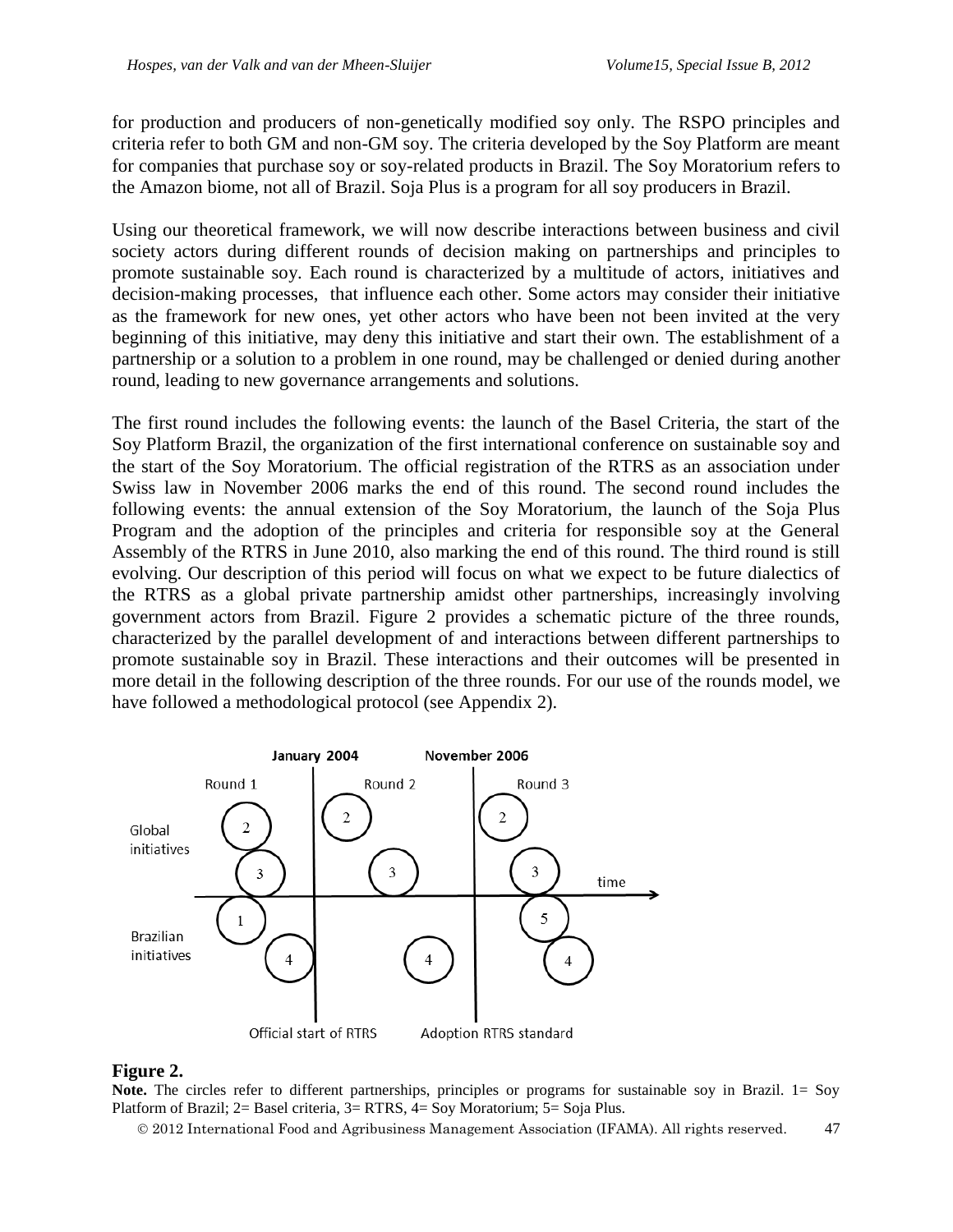for production and producers of non-genetically modified soy only. The RSPO principles and criteria refer to both GM and non-GM soy. The criteria developed by the Soy Platform are meant for companies that purchase soy or soy-related products in Brazil. The Soy Moratorium refers to the Amazon biome, not all of Brazil. Soja Plus is a program for all soy producers in Brazil.

Using our theoretical framework, we will now describe interactions between business and civil society actors during different rounds of decision making on partnerships and principles to promote sustainable soy. Each round is characterized by a multitude of actors, initiatives and decision-making processes, that influence each other. Some actors may consider their initiative as the framework for new ones, yet other actors who have been not been invited at the very beginning of this initiative, may deny this initiative and start their own. The establishment of a partnership or a solution to a problem in one round, may be challenged or denied during another round, leading to new governance arrangements and solutions.

The first round includes the following events: the launch of the Basel Criteria, the start of the Soy Platform Brazil, the organization of the first international conference on sustainable soy and the start of the Soy Moratorium. The official registration of the RTRS as an association under Swiss law in November 2006 marks the end of this round. The second round includes the following events: the annual extension of the Soy Moratorium, the launch of the Soja Plus Program and the adoption of the principles and criteria for responsible soy at the General Assembly of the RTRS in June 2010, also marking the end of this round. The third round is still evolving. Our description of this period will focus on what we expect to be future dialectics of the RTRS as a global private partnership amidst other partnerships, increasingly involving government actors from Brazil. Figure 2 provides a schematic picture of the three rounds, characterized by the parallel development of and interactions between different partnerships to promote sustainable soy in Brazil. These interactions and their outcomes will be presented in more detail in the following description of the three rounds. For our use of the rounds model, we have followed a methodological protocol (see Appendix 2).

January 2004 | November 2006

Round 1 | Round 2 | Round 3

Global initiatives | Brazilian initiatives | time

Official start of RTRS | Adoption RTRS standard

**Figure 2.**

**Note.** The circles refer to different partnerships, principles or programs for sustainable soy in Brazil. 1= Soy Platform of Brazil; 2= Basel criteria, 3= RTRS, 4= Soy Moratorium; 5= Soja Plus.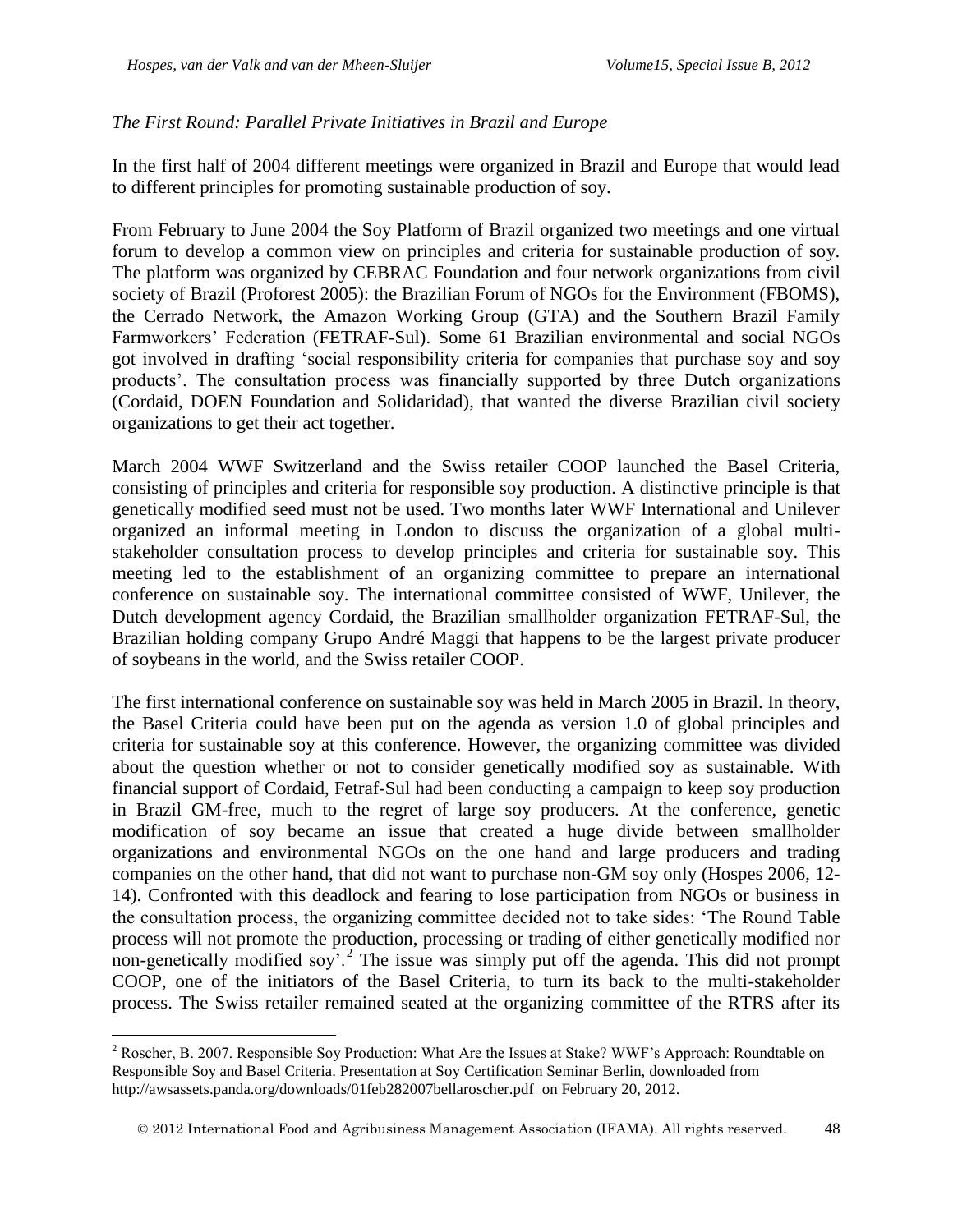*The First Round: Parallel Private Initiatives in Brazil and Europe*

In the first half of 2004 different meetings were organized in Brazil and Europe that would lead to different principles for promoting sustainable production of soy.

From February to June 2004 the Soy Platform of Brazil organized two meetings and one virtual forum to develop a common view on principles and criteria for sustainable production of soy. The platform was organized by CEBRAC Foundation and four network organizations from civil society of Brazil (Proforest 2005): the Brazilian Forum of NGOs for the Environment (FBOMS), the Cerrado Network, the Amazon Working Group (GTA) and the Southern Brazil Family Farmworkers' Federation (FETRAF-Sul). Some 61 Brazilian environmental and social NGOs got involved in drafting 'social responsibility criteria for companies that purchase soy and soy products'. The consultation process was financially supported by three Dutch organizations (Cordaid, DOEN Foundation and Solidaridad), that wanted the diverse Brazilian civil society organizations to get their act together.

March 2004 WWF Switzerland and the Swiss retailer COOP launched the Basel Criteria, consisting of principles and criteria for responsible soy production. A distinctive principle is that genetically modified seed must not be used. Two months later WWF International and Unilever organized an informal meeting in London to discuss the organization of a global multi-stakeholder consultation process to develop principles and criteria for sustainable soy. This meeting led to the establishment of an organizing committee to prepare an international conference on sustainable soy. The international committee consisted of WWF, Unilever, the Dutch development agency Cordaid, the Brazilian smallholder organization FETRAF-Sul, the Brazilian holding company Grupo André Maggi that happens to be the largest private producer of soybeans in the world, and the Swiss retailer COOP.

The first international conference on sustainable soy was held in March 2005 in Brazil. In theory, the Basel Criteria could have been put on the agenda as version 1.0 of global principles and criteria for sustainable soy at this conference. However, the organizing committee was divided about the question whether or not to consider genetically modified soy as sustainable. With financial support of Cordaid, Fetraf-Sul had been conducting a campaign to keep soy production in Brazil GM-free, much to the regret of large soy producers. At the conference, genetic modification of soy became an issue that created a huge divide between smallholder organizations and environmental NGOs on the one hand and large producers and trading companies on the other hand, that did not want to purchase non-GM soy only (Hospes 2006, 12-14). Confronted with this deadlock and fearing to lose participation from NGOs or business in the consultation process, the organizing committee decided not to take sides: 'The Round Table process will not promote the production, processing or trading of either genetically modified nor non-genetically modified soy'.[2] The issue was simply put off the agenda. This did not prompt COOP, one of the initiators of the Basel Criteria, to turn its back to the multi-stakeholder process. The Swiss retailer remained seated at the organizing committee of the RTRS after its

[2] Roscher, B. 2007. Responsible Soy Production: What Are the Issues at Stake? WWF's Approach: Roundtable on Responsible Soy and Basel Criteria. Presentation at Soy Certification Seminar Berlin, downloaded from http://awsassets.panda.org/downloads/01feb282007bellaroscher.pdf on February 20, 2012.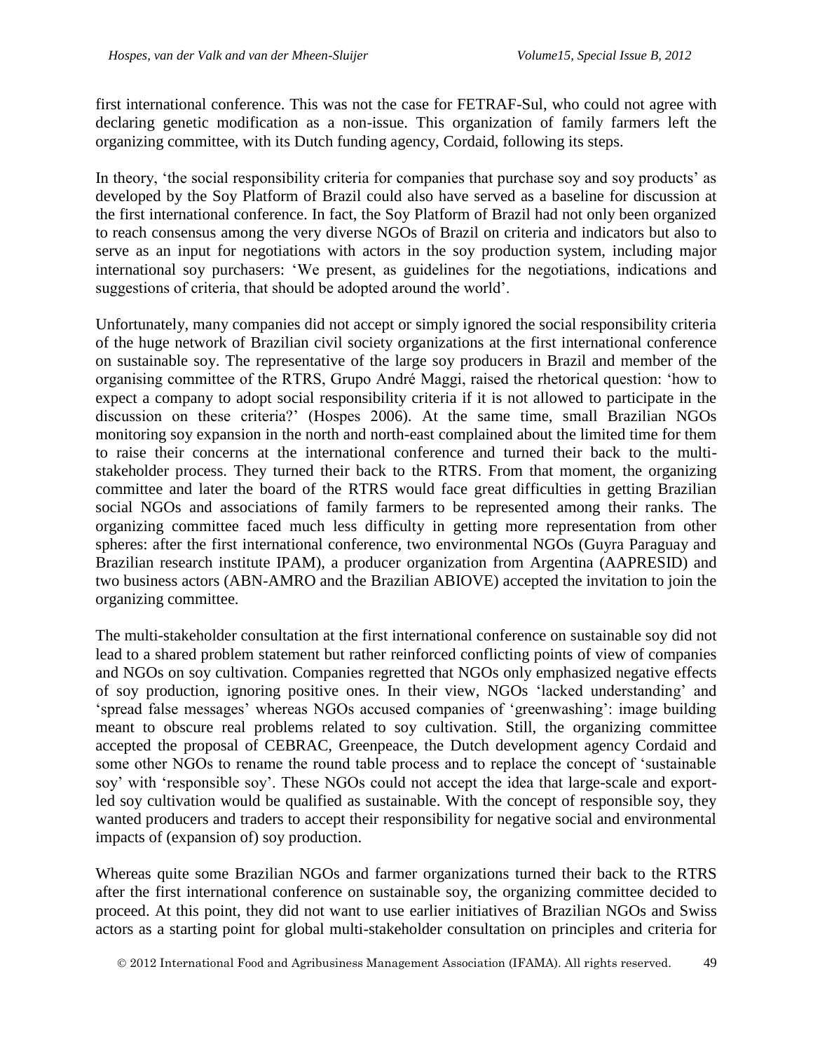first international conference. This was not the case for FETRAF-Sul, who could not agree with declaring genetic modification as a non-issue. This organization of family farmers left the organizing committee, with its Dutch funding agency, Cordaid, following its steps.

In theory, 'the social responsibility criteria for companies that purchase soy and soy products' as developed by the Soy Platform of Brazil could also have served as a baseline for discussion at the first international conference. In fact, the Soy Platform of Brazil had not only been organized to reach consensus among the very diverse NGOs of Brazil on criteria and indicators but also to serve as an input for negotiations with actors in the soy production system, including major international soy purchasers: 'We present, as guidelines for the negotiations, indications and suggestions of criteria, that should be adopted around the world'.

Unfortunately, many companies did not accept or simply ignored the social responsibility criteria of the huge network of Brazilian civil society organizations at the first international conference on sustainable soy. The representative of the large soy producers in Brazil and member of the organising committee of the RTRS, Grupo André Maggi, raised the rhetorical question: 'how to expect a company to adopt social responsibility criteria if it is not allowed to participate in the discussion on these criteria?' (Hospes 2006). At the same time, small Brazilian NGOs monitoring soy expansion in the north and north-east complained about the limited time for them to raise their concerns at the international conference and turned their back to the multi-stakeholder process. They turned their back to the RTRS. From that moment, the organizing committee and later the board of the RTRS would face great difficulties in getting Brazilian social NGOs and associations of family farmers to be represented among their ranks. The organizing committee faced much less difficulty in getting more representation from other spheres: after the first international conference, two environmental NGOs (Guyra Paraguay and Brazilian research institute IPAM), a producer organization from Argentina (AAPRESID) and two business actors (ABN-AMRO and the Brazilian ABIOVE) accepted the invitation to join the organizing committee.

The multi-stakeholder consultation at the first international conference on sustainable soy did not lead to a shared problem statement but rather reinforced conflicting points of view of companies and NGOs on soy cultivation. Companies regretted that NGOs only emphasized negative effects of soy production, ignoring positive ones. In their view, NGOs 'lacked understanding' and 'spread false messages' whereas NGOs accused companies of 'greenwashing': image building meant to obscure real problems related to soy cultivation. Still, the organizing committee accepted the proposal of CEBRAC, Greenpeace, the Dutch development agency Cordaid and some other NGOs to rename the round table process and to replace the concept of 'sustainable soy' with 'responsible soy'. These NGOs could not accept the idea that large-scale and export-led soy cultivation would be qualified as sustainable. With the concept of responsible soy, they wanted producers and traders to accept their responsibility for negative social and environmental impacts of (expansion of) soy production.

Whereas quite some Brazilian NGOs and farmer organizations turned their back to the RTRS after the first international conference on sustainable soy, the organizing committee decided to proceed. At this point, they did not want to use earlier initiatives of Brazilian NGOs and Swiss actors as a starting point for global multi-stakeholder consultation on principles and criteria for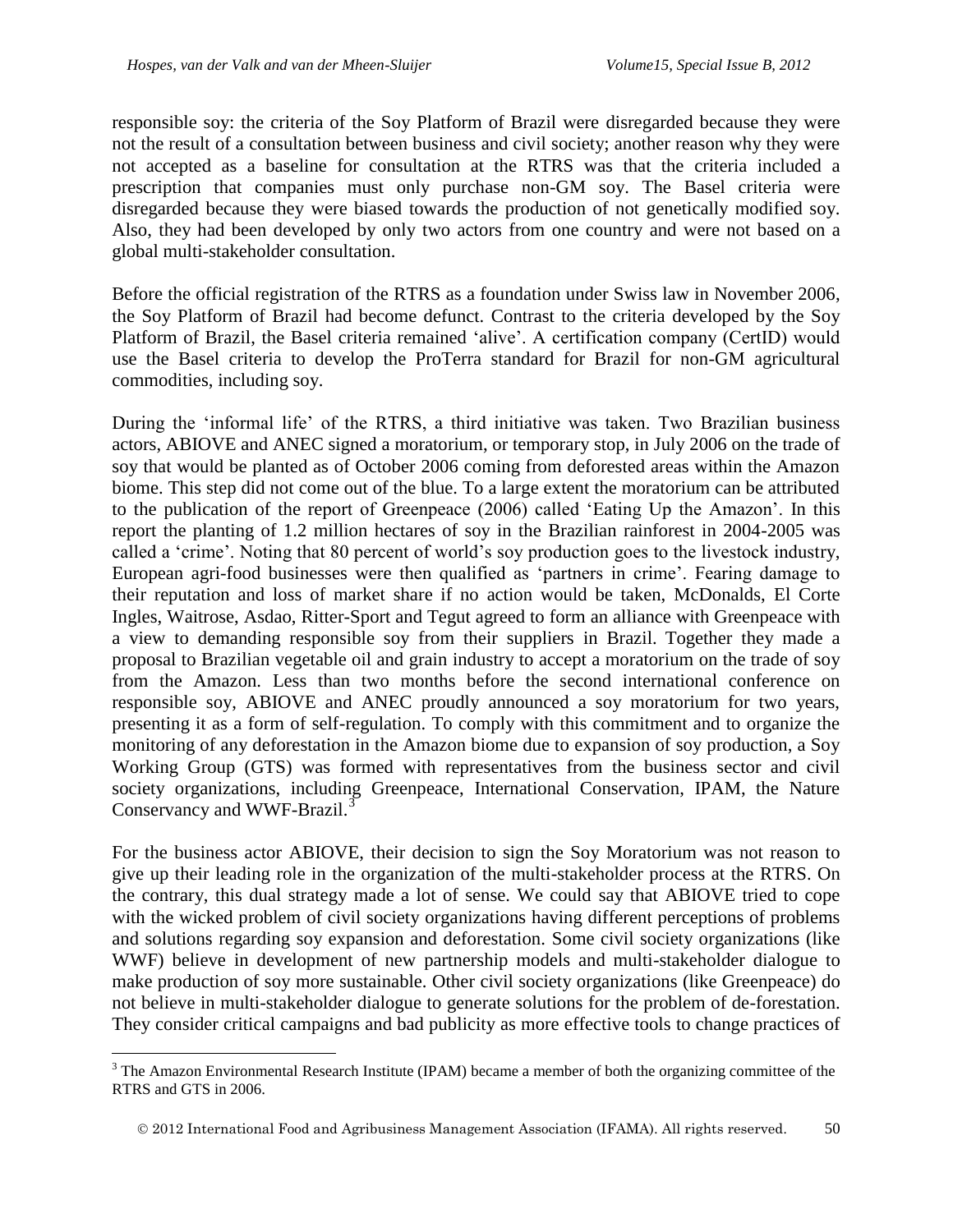responsible soy: the criteria of the Soy Platform of Brazil were disregarded because they were not the result of a consultation between business and civil society; another reason why they were not accepted as a baseline for consultation at the RTRS was that the criteria included a prescription that companies must only purchase non-GM soy. The Basel criteria were disregarded because they were biased towards the production of not genetically modified soy. Also, they had been developed by only two actors from one country and were not based on a global multi-stakeholder consultation.

Before the official registration of the RTRS as a foundation under Swiss law in November 2006, the Soy Platform of Brazil had become defunct. Contrast to the criteria developed by the Soy Platform of Brazil, the Basel criteria remained 'alive'. A certification company (CertID) would use the Basel criteria to develop the ProTerra standard for Brazil for non-GM agricultural commodities, including soy.

During the 'informal life' of the RTRS, a third initiative was taken. Two Brazilian business actors, ABIOVE and ANEC signed a moratorium, or temporary stop, in July 2006 on the trade of soy that would be planted as of October 2006 coming from deforested areas within the Amazon biome. This step did not come out of the blue. To a large extent the moratorium can be attributed to the publication of the report of Greenpeace (2006) called 'Eating Up the Amazon'. In this report the planting of 1.2 million hectares of soy in the Brazilian rainforest in 2004-2005 was called a 'crime'. Noting that 80 percent of world's soy production goes to the livestock industry, European agri-food businesses were then qualified as 'partners in crime'. Fearing damage to their reputation and loss of market share if no action would be taken, McDonalds, El Corte Ingles, Waitrose, Asdao, Ritter-Sport and Tegut agreed to form an alliance with Greenpeace with a view to demanding responsible soy from their suppliers in Brazil. Together they made a proposal to Brazilian vegetable oil and grain industry to accept a moratorium on the trade of soy from the Amazon. Less than two months before the second international conference on responsible soy, ABIOVE and ANEC proudly announced a soy moratorium for two years, presenting it as a form of self-regulation. To comply with this commitment and to organize the monitoring of any deforestation in the Amazon biome due to expansion of soy production, a Soy Working Group (GTS) was formed with representatives from the business sector and civil society organizations, including Greenpeace, International Conservation, IPAM, the Nature Conservancy and WWF-Brazil.[3]

For the business actor ABIOVE, their decision to sign the Soy Moratorium was not reason to give up their leading role in the organization of the multi-stakeholder process at the RTRS. On the contrary, this dual strategy made a lot of sense. We could say that ABIOVE tried to cope with the wicked problem of civil society organizations having different perceptions of problems and solutions regarding soy expansion and deforestation. Some civil society organizations (like WWF) believe in development of new partnership models and multi-stakeholder dialogue to make production of soy more sustainable. Other civil society organizations (like Greenpeace) do not believe in multi-stakeholder dialogue to generate solutions for the problem of de-forestation. They consider critical campaigns and bad publicity as more effective tools to change practices of

[3] The Amazon Environmental Research Institute (IPAM) became a member of both the organizing committee of the RTRS and GTS in 2006.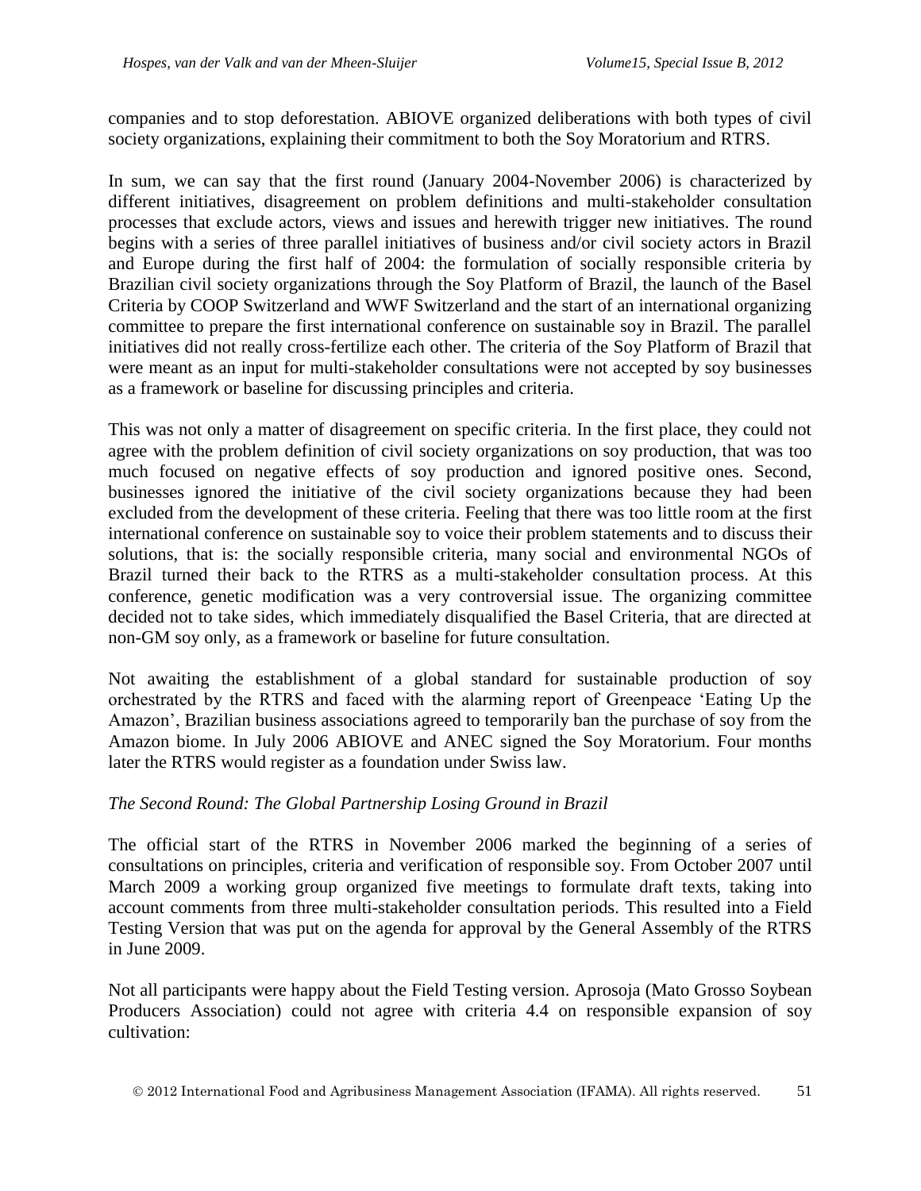companies and to stop deforestation. ABIOVE organized deliberations with both types of civil society organizations, explaining their commitment to both the Soy Moratorium and RTRS.

In sum, we can say that the first round (January 2004-November 2006) is characterized by different initiatives, disagreement on problem definitions and multi-stakeholder consultation processes that exclude actors, views and issues and herewith trigger new initiatives. The round begins with a series of three parallel initiatives of business and/or civil society actors in Brazil and Europe during the first half of 2004: the formulation of socially responsible criteria by Brazilian civil society organizations through the Soy Platform of Brazil, the launch of the Basel Criteria by COOP Switzerland and WWF Switzerland and the start of an international organizing committee to prepare the first international conference on sustainable soy in Brazil. The parallel initiatives did not really cross-fertilize each other. The criteria of the Soy Platform of Brazil that were meant as an input for multi-stakeholder consultations were not accepted by soy businesses as a framework or baseline for discussing principles and criteria.

This was not only a matter of disagreement on specific criteria. In the first place, they could not agree with the problem definition of civil society organizations on soy production, that was too much focused on negative effects of soy production and ignored positive ones. Second, businesses ignored the initiative of the civil society organizations because they had been excluded from the development of these criteria. Feeling that there was too little room at the first international conference on sustainable soy to voice their problem statements and to discuss their solutions, that is: the socially responsible criteria, many social and environmental NGOs of Brazil turned their back to the RTRS as a multi-stakeholder consultation process. At this conference, genetic modification was a very controversial issue. The organizing committee decided not to take sides, which immediately disqualified the Basel Criteria, that are directed at non-GM soy only, as a framework or baseline for future consultation.

Not awaiting the establishment of a global standard for sustainable production of soy orchestrated by the RTRS and faced with the alarming report of Greenpeace 'Eating Up the Amazon', Brazilian business associations agreed to temporarily ban the purchase of soy from the Amazon biome. In July 2006 ABIOVE and ANEC signed the Soy Moratorium. Four months later the RTRS would register as a foundation under Swiss law.

*The Second Round: The Global Partnership Losing Ground in Brazil*

The official start of the RTRS in November 2006 marked the beginning of a series of consultations on principles, criteria and verification of responsible soy. From October 2007 until March 2009 a working group organized five meetings to formulate draft texts, taking into account comments from three multi-stakeholder consultation periods. This resulted into a Field Testing Version that was put on the agenda for approval by the General Assembly of the RTRS in June 2009.

Not all participants were happy about the Field Testing version. Aprosoja (Mato Grosso Soybean Producers Association) could not agree with criteria 4.4 on responsible expansion of soy cultivation: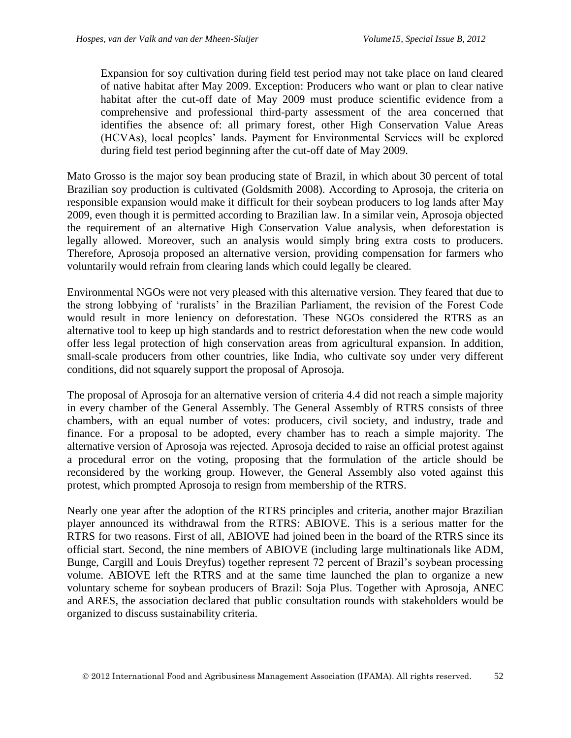> Expansion for soy cultivation during field test period may not take place on land cleared of native habitat after May 2009. Exception: Producers who want or plan to clear native habitat after the cut-off date of May 2009 must produce scientific evidence from a comprehensive and professional third-party assessment of the area concerned that identifies the absence of: all primary forest, other High Conservation Value Areas (HCVAs), local peoples' lands. Payment for Environmental Services will be explored during field test period beginning after the cut-off date of May 2009.

Mato Grosso is the major soy bean producing state of Brazil, in which about 30 percent of total Brazilian soy production is cultivated (Goldsmith 2008). According to Aprosoja, the criteria on responsible expansion would make it difficult for their soybean producers to log lands after May 2009, even though it is permitted according to Brazilian law. In a similar vein, Aprosoja objected the requirement of an alternative High Conservation Value analysis, when deforestation is legally allowed. Moreover, such an analysis would simply bring extra costs to producers. Therefore, Aprosoja proposed an alternative version, providing compensation for farmers who voluntarily would refrain from clearing lands which could legally be cleared.

Environmental NGOs were not very pleased with this alternative version. They feared that due to the strong lobbying of 'ruralists' in the Brazilian Parliament, the revision of the Forest Code would result in more leniency on deforestation. These NGOs considered the RTRS as an alternative tool to keep up high standards and to restrict deforestation when the new code would offer less legal protection of high conservation areas from agricultural expansion. In addition, small-scale producers from other countries, like India, who cultivate soy under very different conditions, did not squarely support the proposal of Aprosoja.

The proposal of Aprosoja for an alternative version of criteria 4.4 did not reach a simple majority in every chamber of the General Assembly. The General Assembly of RTRS consists of three chambers, with an equal number of votes: producers, civil society, and industry, trade and finance. For a proposal to be adopted, every chamber has to reach a simple majority. The alternative version of Aprosoja was rejected. Aprosoja decided to raise an official protest against a procedural error on the voting, proposing that the formulation of the article should be reconsidered by the working group. However, the General Assembly also voted against this protest, which prompted Aprosoja to resign from membership of the RTRS.

Nearly one year after the adoption of the RTRS principles and criteria, another major Brazilian player announced its withdrawal from the RTRS: ABIOVE. This is a serious matter for the RTRS for two reasons. First of all, ABIOVE had joined been in the board of the RTRS since its official start. Second, the nine members of ABIOVE (including large multinationals like ADM, Bunge, Cargill and Louis Dreyfus) together represent 72 percent of Brazil's soybean processing volume. ABIOVE left the RTRS and at the same time launched the plan to organize a new voluntary scheme for soybean producers of Brazil: Soja Plus. Together with Aprosoja, ANEC and ARES, the association declared that public consultation rounds with stakeholders would be organized to discuss sustainability criteria.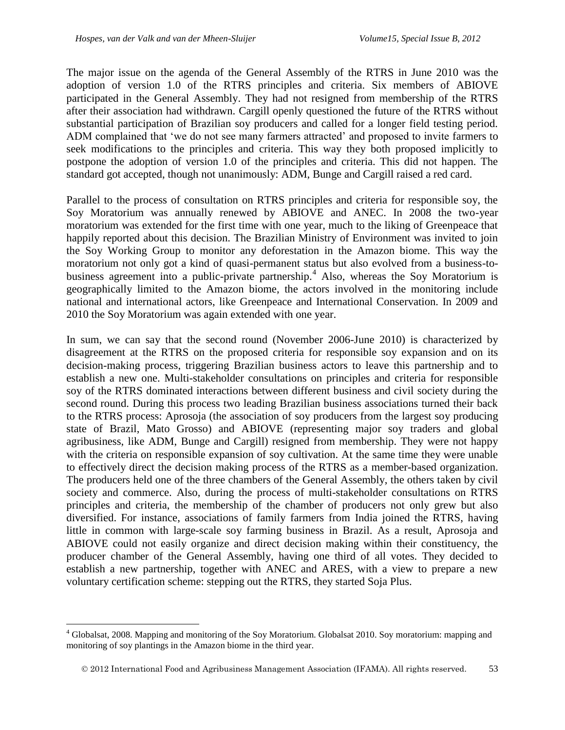The major issue on the agenda of the General Assembly of the RTRS in June 2010 was the adoption of version 1.0 of the RTRS principles and criteria. Six members of ABIOVE participated in the General Assembly. They had not resigned from membership of the RTRS after their association had withdrawn. Cargill openly questioned the future of the RTRS without substantial participation of Brazilian soy producers and called for a longer field testing period. ADM complained that 'we do not see many farmers attracted' and proposed to invite farmers to seek modifications to the principles and criteria. This way they both proposed implicitly to postpone the adoption of version 1.0 of the principles and criteria. This did not happen. The standard got accepted, though not unanimously: ADM, Bunge and Cargill raised a red card.

Parallel to the process of consultation on RTRS principles and criteria for responsible soy, the Soy Moratorium was annually renewed by ABIOVE and ANEC. In 2008 the two-year moratorium was extended for the first time with one year, much to the liking of Greenpeace that happily reported about this decision. The Brazilian Ministry of Environment was invited to join the Soy Working Group to monitor any deforestation in the Amazon biome. This way the moratorium not only got a kind of quasi-permanent status but also evolved from a business-to-business agreement into a public-private partnership.[4] Also, whereas the Soy Moratorium is geographically limited to the Amazon biome, the actors involved in the monitoring include national and international actors, like Greenpeace and International Conservation. In 2009 and 2010 the Soy Moratorium was again extended with one year.

In sum, we can say that the second round (November 2006-June 2010) is characterized by disagreement at the RTRS on the proposed criteria for responsible soy expansion and on its decision-making process, triggering Brazilian business actors to leave this partnership and to establish a new one. Multi-stakeholder consultations on principles and criteria for responsible soy of the RTRS dominated interactions between different business and civil society during the second round. During this process two leading Brazilian business associations turned their back to the RTRS process: Aprosoja (the association of soy producers from the largest soy producing state of Brazil, Mato Grosso) and ABIOVE (representing major soy traders and global agribusiness, like ADM, Bunge and Cargill) resigned from membership. They were not happy with the criteria on responsible expansion of soy cultivation. At the same time they were unable to effectively direct the decision making process of the RTRS as a member-based organization. The producers held one of the three chambers of the General Assembly, the others taken by civil society and commerce. Also, during the process of multi-stakeholder consultations on RTRS principles and criteria, the membership of the chamber of producers not only grew but also diversified. For instance, associations of family farmers from India joined the RTRS, having little in common with large-scale soy farming business in Brazil. As a result, Aprosoja and ABIOVE could not easily organize and direct decision making within their constituency, the producer chamber of the General Assembly, having one third of all votes. They decided to establish a new partnership, together with ANEC and ARES, with a view to prepare a new voluntary certification scheme: stepping out the RTRS, they started Soja Plus.

---

[4] Globalsat, 2008. Mapping and monitoring of the Soy Moratorium. Globalsat 2010. Soy moratorium: mapping and monitoring of soy plantings in the Amazon biome in the third year.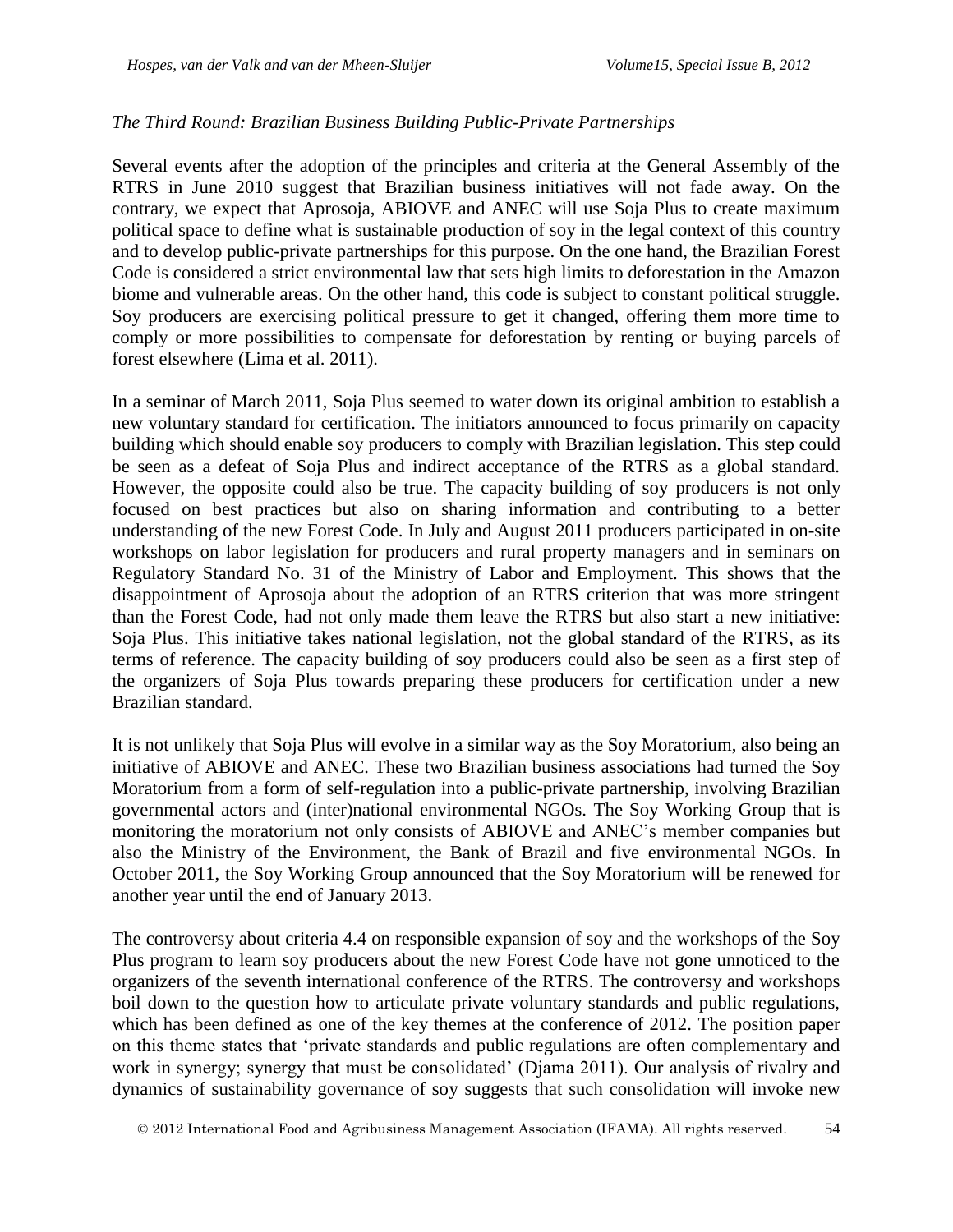*The Third Round: Brazilian Business Building Public-Private Partnerships*

Several events after the adoption of the principles and criteria at the General Assembly of the RTRS in June 2010 suggest that Brazilian business initiatives will not fade away. On the contrary, we expect that Aprosoja, ABIOVE and ANEC will use Soja Plus to create maximum political space to define what is sustainable production of soy in the legal context of this country and to develop public-private partnerships for this purpose. On the one hand, the Brazilian Forest Code is considered a strict environmental law that sets high limits to deforestation in the Amazon biome and vulnerable areas. On the other hand, this code is subject to constant political struggle. Soy producers are exercising political pressure to get it changed, offering them more time to comply or more possibilities to compensate for deforestation by renting or buying parcels of forest elsewhere (Lima et al. 2011).

In a seminar of March 2011, Soja Plus seemed to water down its original ambition to establish a new voluntary standard for certification. The initiators announced to focus primarily on capacity building which should enable soy producers to comply with Brazilian legislation. This step could be seen as a defeat of Soja Plus and indirect acceptance of the RTRS as a global standard. However, the opposite could also be true. The capacity building of soy producers is not only focused on best practices but also on sharing information and contributing to a better understanding of the new Forest Code. In July and August 2011 producers participated in on-site workshops on labor legislation for producers and rural property managers and in seminars on Regulatory Standard No. 31 of the Ministry of Labor and Employment. This shows that the disappointment of Aprosoja about the adoption of an RTRS criterion that was more stringent than the Forest Code, had not only made them leave the RTRS but also start a new initiative: Soja Plus. This initiative takes national legislation, not the global standard of the RTRS, as its terms of reference. The capacity building of soy producers could also be seen as a first step of the organizers of Soja Plus towards preparing these producers for certification under a new Brazilian standard.

It is not unlikely that Soja Plus will evolve in a similar way as the Soy Moratorium, also being an initiative of ABIOVE and ANEC. These two Brazilian business associations had turned the Soy Moratorium from a form of self-regulation into a public-private partnership, involving Brazilian governmental actors and (inter)national environmental NGOs. The Soy Working Group that is monitoring the moratorium not only consists of ABIOVE and ANEC's member companies but also the Ministry of the Environment, the Bank of Brazil and five environmental NGOs. In October 2011, the Soy Working Group announced that the Soy Moratorium will be renewed for another year until the end of January 2013.

The controversy about criteria 4.4 on responsible expansion of soy and the workshops of the Soy Plus program to learn soy producers about the new Forest Code have not gone unnoticed to the organizers of the seventh international conference of the RTRS. The controversy and workshops boil down to the question how to articulate private voluntary standards and public regulations, which has been defined as one of the key themes at the conference of 2012. The position paper on this theme states that 'private standards and public regulations are often complementary and work in synergy; synergy that must be consolidated' (Djama 2011). Our analysis of rivalry and dynamics of sustainability governance of soy suggests that such consolidation will invoke new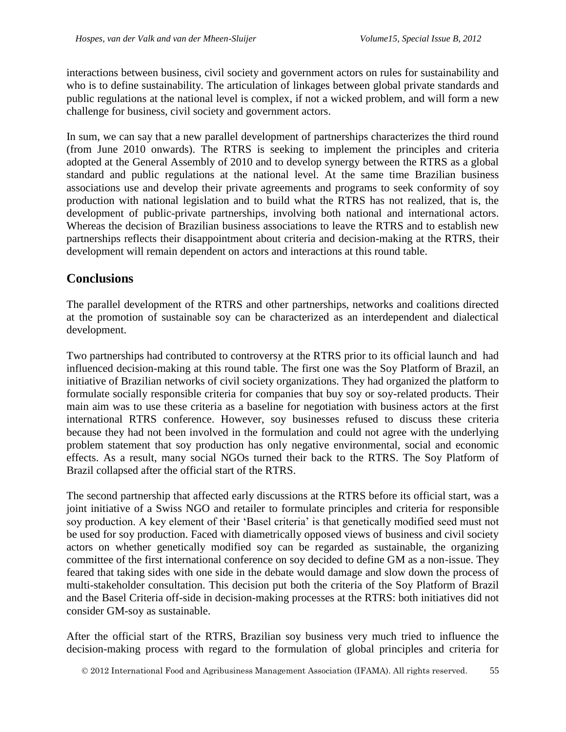interactions between business, civil society and government actors on rules for sustainability and who is to define sustainability. The articulation of linkages between global private standards and public regulations at the national level is complex, if not a wicked problem, and will form a new challenge for business, civil society and government actors.

In sum, we can say that a new parallel development of partnerships characterizes the third round (from June 2010 onwards). The RTRS is seeking to implement the principles and criteria adopted at the General Assembly of 2010 and to develop synergy between the RTRS as a global standard and public regulations at the national level. At the same time Brazilian business associations use and develop their private agreements and programs to seek conformity of soy production with national legislation and to build what the RTRS has not realized, that is, the development of public-private partnerships, involving both national and international actors. Whereas the decision of Brazilian business associations to leave the RTRS and to establish new partnerships reflects their disappointment about criteria and decision-making at the RTRS, their development will remain dependent on actors and interactions at this round table.

## Conclusions

The parallel development of the RTRS and other partnerships, networks and coalitions directed at the promotion of sustainable soy can be characterized as an interdependent and dialectical development.

Two partnerships had contributed to controversy at the RTRS prior to its official launch and had influenced decision-making at this round table. The first one was the Soy Platform of Brazil, an initiative of Brazilian networks of civil society organizations. They had organized the platform to formulate socially responsible criteria for companies that buy soy or soy-related products. Their main aim was to use these criteria as a baseline for negotiation with business actors at the first international RTRS conference. However, soy businesses refused to discuss these criteria because they had not been involved in the formulation and could not agree with the underlying problem statement that soy production has only negative environmental, social and economic effects. As a result, many social NGOs turned their back to the RTRS. The Soy Platform of Brazil collapsed after the official start of the RTRS.

The second partnership that affected early discussions at the RTRS before its official start, was a joint initiative of a Swiss NGO and retailer to formulate principles and criteria for responsible soy production. A key element of their 'Basel criteria' is that genetically modified seed must not be used for soy production. Faced with diametrically opposed views of business and civil society actors on whether genetically modified soy can be regarded as sustainable, the organizing committee of the first international conference on soy decided to define GM as a non-issue. They feared that taking sides with one side in the debate would damage and slow down the process of multi-stakeholder consultation. This decision put both the criteria of the Soy Platform of Brazil and the Basel Criteria off-side in decision-making processes at the RTRS: both initiatives did not consider GM-soy as sustainable.

After the official start of the RTRS, Brazilian soy business very much tried to influence the decision-making process with regard to the formulation of global principles and criteria for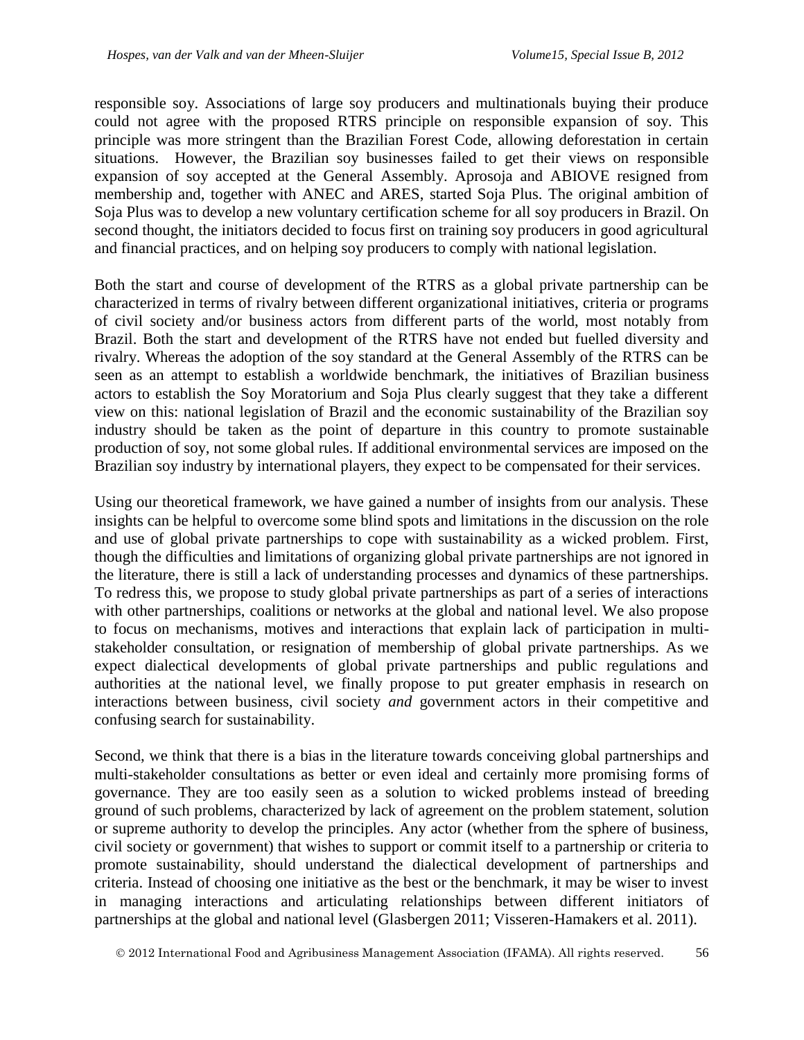responsible soy. Associations of large soy producers and multinationals buying their produce could not agree with the proposed RTRS principle on responsible expansion of soy. This principle was more stringent than the Brazilian Forest Code, allowing deforestation in certain situations. However, the Brazilian soy businesses failed to get their views on responsible expansion of soy accepted at the General Assembly. Aprosoja and ABIOVE resigned from membership and, together with ANEC and ARES, started Soja Plus. The original ambition of Soja Plus was to develop a new voluntary certification scheme for all soy producers in Brazil. On second thought, the initiators decided to focus first on training soy producers in good agricultural and financial practices, and on helping soy producers to comply with national legislation.

Both the start and course of development of the RTRS as a global private partnership can be characterized in terms of rivalry between different organizational initiatives, criteria or programs of civil society and/or business actors from different parts of the world, most notably from Brazil. Both the start and development of the RTRS have not ended but fuelled diversity and rivalry. Whereas the adoption of the soy standard at the General Assembly of the RTRS can be seen as an attempt to establish a worldwide benchmark, the initiatives of Brazilian business actors to establish the Soy Moratorium and Soja Plus clearly suggest that they take a different view on this: national legislation of Brazil and the economic sustainability of the Brazilian soy industry should be taken as the point of departure in this country to promote sustainable production of soy, not some global rules. If additional environmental services are imposed on the Brazilian soy industry by international players, they expect to be compensated for their services.

Using our theoretical framework, we have gained a number of insights from our analysis. These insights can be helpful to overcome some blind spots and limitations in the discussion on the role and use of global private partnerships to cope with sustainability as a wicked problem. First, though the difficulties and limitations of organizing global private partnerships are not ignored in the literature, there is still a lack of understanding processes and dynamics of these partnerships. To redress this, we propose to study global private partnerships as part of a series of interactions with other partnerships, coalitions or networks at the global and national level. We also propose to focus on mechanisms, motives and interactions that explain lack of participation in multi-stakeholder consultation, or resignation of membership of global private partnerships. As we expect dialectical developments of global private partnerships and public regulations and authorities at the national level, we finally propose to put greater emphasis in research on interactions between business, civil society *and* government actors in their competitive and confusing search for sustainability.

Second, we think that there is a bias in the literature towards conceiving global partnerships and multi-stakeholder consultations as better or even ideal and certainly more promising forms of governance. They are too easily seen as a solution to wicked problems instead of breeding ground of such problems, characterized by lack of agreement on the problem statement, solution or supreme authority to develop the principles. Any actor (whether from the sphere of business, civil society or government) that wishes to support or commit itself to a partnership or criteria to promote sustainability, should understand the dialectical development of partnerships and criteria. Instead of choosing one initiative as the best or the benchmark, it may be wiser to invest in managing interactions and articulating relationships between different initiators of partnerships at the global and national level (Glasbergen 2011; Visseren-Hamakers et al. 2011).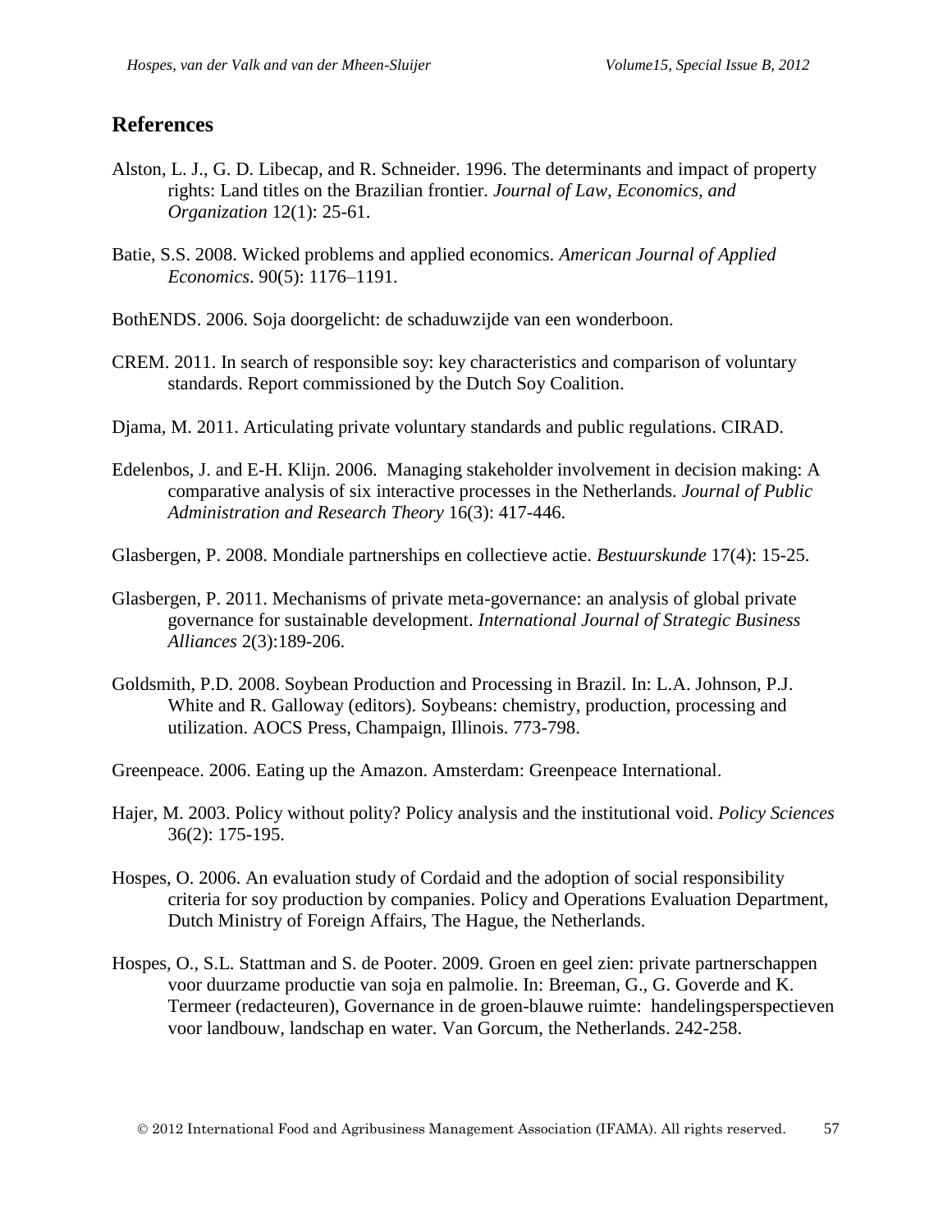## References

Alston, L. J., G. D. Libecap, and R. Schneider. 1996. The determinants and impact of property rights: Land titles on the Brazilian frontier. *Journal of Law, Economics, and Organization* 12(1): 25-61.

Batie, S.S. 2008. Wicked problems and applied economics. *American Journal of Applied Economics*. 90(5): 1176–1191.

BothENDS. 2006. Soja doorgelicht: de schaduwzijde van een wonderboon.

CREM. 2011. In search of responsible soy: key characteristics and comparison of voluntary standards. Report commissioned by the Dutch Soy Coalition.

Djama, M. 2011. Articulating private voluntary standards and public regulations. CIRAD.

Edelenbos, J. and E-H. Klijn. 2006. Managing stakeholder involvement in decision making: A comparative analysis of six interactive processes in the Netherlands. *Journal of Public Administration and Research Theory* 16(3): 417-446.

Glasbergen, P. 2008. Mondiale partnerships en collectieve actie. *Bestuurskunde* 17(4): 15-25.

Glasbergen, P. 2011. Mechanisms of private meta-governance: an analysis of global private governance for sustainable development. *International Journal of Strategic Business Alliances* 2(3):189-206.

Goldsmith, P.D. 2008. Soybean Production and Processing in Brazil. In: L.A. Johnson, P.J. White and R. Galloway (editors). Soybeans: chemistry, production, processing and utilization. AOCS Press, Champaign, Illinois. 773-798.

Greenpeace. 2006. Eating up the Amazon. Amsterdam: Greenpeace International.

Hajer, M. 2003. Policy without polity? Policy analysis and the institutional void. *Policy Sciences* 36(2): 175-195.

Hospes, O. 2006. An evaluation study of Cordaid and the adoption of social responsibility criteria for soy production by companies. Policy and Operations Evaluation Department, Dutch Ministry of Foreign Affairs, The Hague, the Netherlands.

Hospes, O., S.L. Stattman and S. de Pooter. 2009. Groen en geel zien: private partnerschappen voor duurzame productie van soja en palmolie. In: Breeman, G., G. Goverde and K. Termeer (redacteuren), Governance in de groen-blauwe ruimte: handelingsperspectieven voor landbouw, landschap en water. Van Gorcum, the Netherlands. 242-258.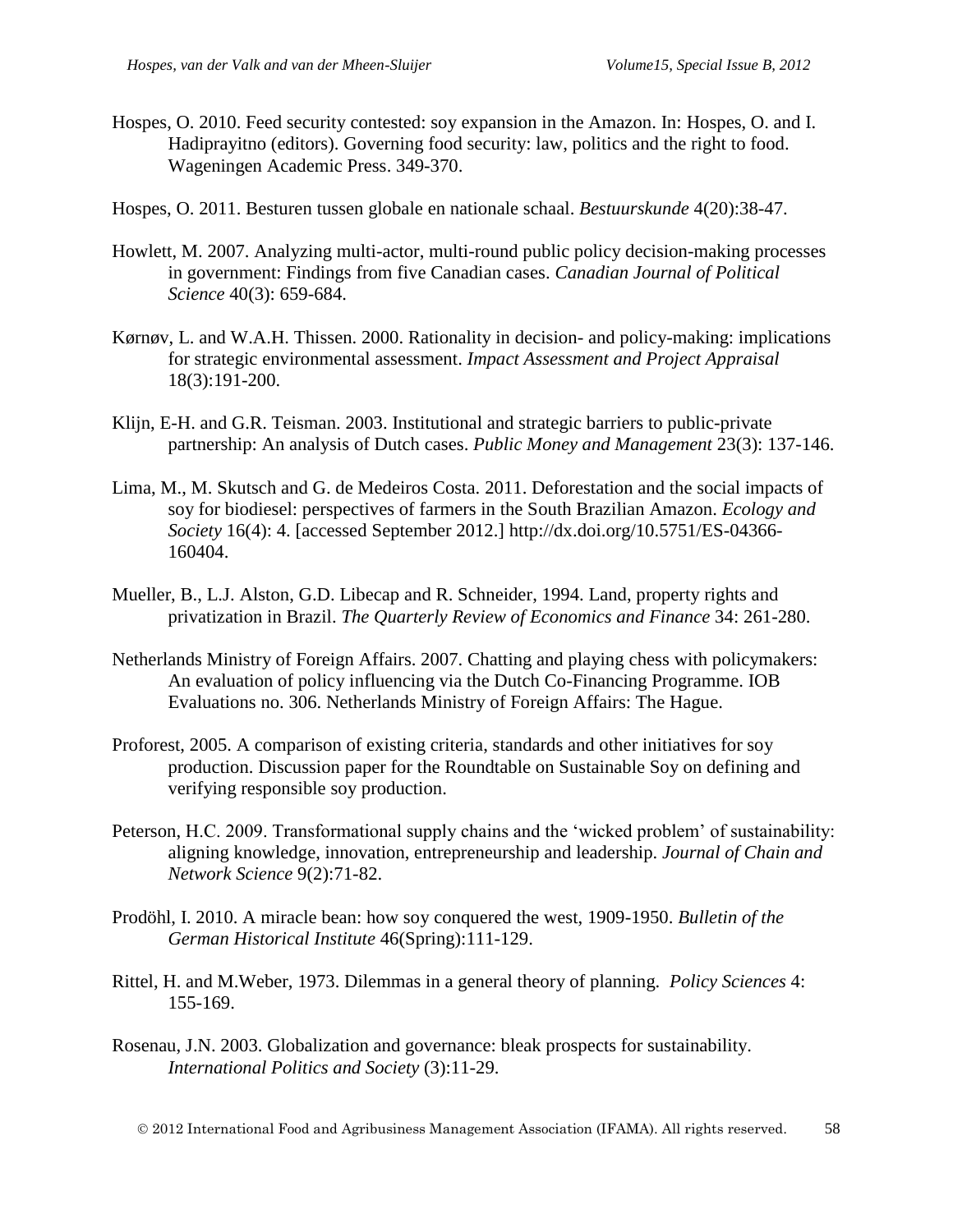Hospes, O. 2010. Feed security contested: soy expansion in the Amazon. In: Hospes, O. and I. Hadiprayitno (editors). Governing food security: law, politics and the right to food. Wageningen Academic Press. 349-370.

Hospes, O. 2011. Besturen tussen globale en nationale schaal. *Bestuurskunde* 4(20):38-47.

Howlett, M. 2007. Analyzing multi-actor, multi-round public policy decision-making processes in government: Findings from five Canadian cases. *Canadian Journal of Political Science* 40(3): 659-684.

Kørnøv, L. and W.A.H. Thissen. 2000. Rationality in decision- and policy-making: implications for strategic environmental assessment. *Impact Assessment and Project Appraisal* 18(3):191-200.

Klijn, E-H. and G.R. Teisman. 2003. Institutional and strategic barriers to public-private partnership: An analysis of Dutch cases. *Public Money and Management* 23(3): 137-146.

Lima, M., M. Skutsch and G. de Medeiros Costa. 2011. Deforestation and the social impacts of soy for biodiesel: perspectives of farmers in the South Brazilian Amazon. *Ecology and Society* 16(4): 4. [accessed September 2012.] http://dx.doi.org/10.5751/ES-04366-160404.

Mueller, B., L.J. Alston, G.D. Libecap and R. Schneider, 1994. Land, property rights and privatization in Brazil. *The Quarterly Review of Economics and Finance* 34: 261-280.

Netherlands Ministry of Foreign Affairs. 2007. Chatting and playing chess with policymakers: An evaluation of policy influencing via the Dutch Co-Financing Programme. IOB Evaluations no. 306. Netherlands Ministry of Foreign Affairs: The Hague.

Proforest, 2005. A comparison of existing criteria, standards and other initiatives for soy production. Discussion paper for the Roundtable on Sustainable Soy on defining and verifying responsible soy production.

Peterson, H.C. 2009. Transformational supply chains and the 'wicked problem' of sustainability: aligning knowledge, innovation, entrepreneurship and leadership. *Journal of Chain and Network Science* 9(2):71-82.

Prodöhl, I. 2010. A miracle bean: how soy conquered the west, 1909-1950. *Bulletin of the German Historical Institute* 46(Spring):111-129.

Rittel, H. and M.Weber, 1973. Dilemmas in a general theory of planning. *Policy Sciences* 4: 155-169.

Rosenau, J.N. 2003. Globalization and governance: bleak prospects for sustainability. *International Politics and Society* (3):11-29.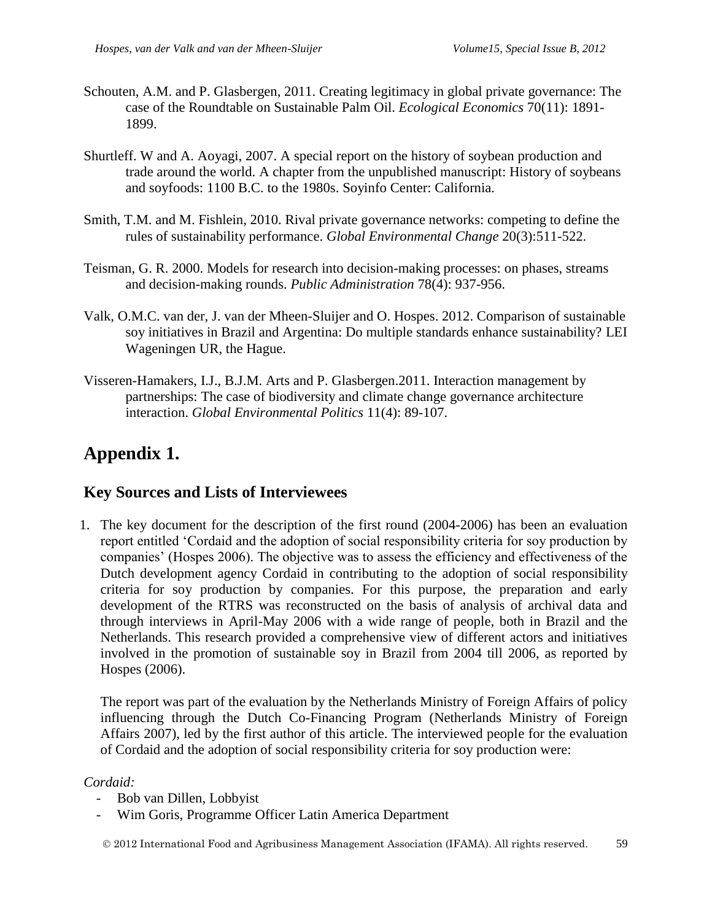Schouten, A.M. and P. Glasbergen, 2011. Creating legitimacy in global private governance: The case of the Roundtable on Sustainable Palm Oil. *Ecological Economics* 70(11): 1891-1899.

Shurtleff. W and A. Aoyagi, 2007. A special report on the history of soybean production and trade around the world. A chapter from the unpublished manuscript: History of soybeans and soyfoods: 1100 B.C. to the 1980s. Soyinfo Center: California.

Smith, T.M. and M. Fishlein, 2010. Rival private governance networks: competing to define the rules of sustainability performance. *Global Environmental Change* 20(3):511-522.

Teisman, G. R. 2000. Models for research into decision-making processes: on phases, streams and decision-making rounds. *Public Administration* 78(4): 937-956.

Valk, O.M.C. van der, J. van der Mheen-Sluijer and O. Hospes. 2012. Comparison of sustainable soy initiatives in Brazil and Argentina: Do multiple standards enhance sustainability? LEI Wageningen UR, the Hague.

Visseren-Hamakers, I.J., B.J.M. Arts and P. Glasbergen.2011. Interaction management by partnerships: The case of biodiversity and climate change governance architecture interaction. *Global Environmental Politics* 11(4): 89-107.

# Appendix 1.

## Key Sources and Lists of Interviewees

1. The key document for the description of the first round (2004-2006) has been an evaluation report entitled 'Cordaid and the adoption of social responsibility criteria for soy production by companies' (Hospes 2006). The objective was to assess the efficiency and effectiveness of the Dutch development agency Cordaid in contributing to the adoption of social responsibility criteria for soy production by companies. For this purpose, the preparation and early development of the RTRS was reconstructed on the basis of analysis of archival data and through interviews in April-May 2006 with a wide range of people, both in Brazil and the Netherlands. This research provided a comprehensive view of different actors and initiatives involved in the promotion of sustainable soy in Brazil from 2004 till 2006, as reported by Hospes (2006).

   The report was part of the evaluation by the Netherlands Ministry of Foreign Affairs of policy influencing through the Dutch Co-Financing Program (Netherlands Ministry of Foreign Affairs 2007), led by the first author of this article. The interviewed people for the evaluation of Cordaid and the adoption of social responsibility criteria for soy production were:

   *Cordaid:*
   - Bob van Dillen, Lobbyist
   - Wim Goris, Programme Officer Latin America Department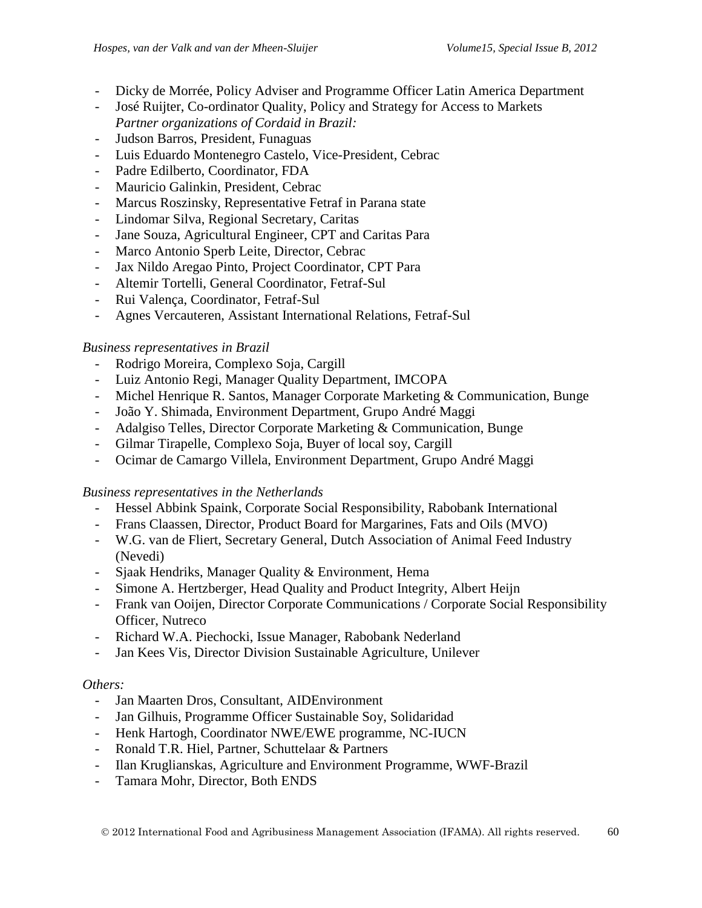- Dicky de Morrée, Policy Adviser and Programme Officer Latin America Department
- José Ruijter, Co-ordinator Quality, Policy and Strategy for Access to Markets

  *Partner organizations of Cordaid in Brazil:*
- Judson Barros, President, Funaguas
- Luis Eduardo Montenegro Castelo, Vice-President, Cebrac
- Padre Edilberto, Coordinator, FDA
- Mauricio Galinkin, President, Cebrac
- Marcus Roszinsky, Representative Fetraf in Parana state
- Lindomar Silva, Regional Secretary, Caritas
- Jane Souza, Agricultural Engineer, CPT and Caritas Para
- Marco Antonio Sperb Leite, Director, Cebrac
- Jax Nildo Aregao Pinto, Project Coordinator, CPT Para
- Altemir Tortelli, General Coordinator, Fetraf-Sul
- Rui Valença, Coordinator, Fetraf-Sul
- Agnes Vercauteren, Assistant International Relations, Fetraf-Sul

*Business representatives in Brazil*

- Rodrigo Moreira, Complexo Soja, Cargill
- Luiz Antonio Regi, Manager Quality Department, IMCOPA
- Michel Henrique R. Santos, Manager Corporate Marketing & Communication, Bunge
- João Y. Shimada, Environment Department, Grupo André Maggi
- Adalgiso Telles, Director Corporate Marketing & Communication, Bunge
- Gilmar Tirapelle, Complexo Soja, Buyer of local soy, Cargill
- Ocimar de Camargo Villela, Environment Department, Grupo André Maggi

*Business representatives in the Netherlands*

- Hessel Abbink Spaink, Corporate Social Responsibility, Rabobank International
- Frans Claassen, Director, Product Board for Margarines, Fats and Oils (MVO)
- W.G. van de Fliert, Secretary General, Dutch Association of Animal Feed Industry (Nevedi)
- Sjaak Hendriks, Manager Quality & Environment, Hema
- Simone A. Hertzberger, Head Quality and Product Integrity, Albert Heijn
- Frank van Ooijen, Director Corporate Communications / Corporate Social Responsibility Officer, Nutreco
- Richard W.A. Piechocki, Issue Manager, Rabobank Nederland
- Jan Kees Vis, Director Division Sustainable Agriculture, Unilever

*Others:*

- Jan Maarten Dros, Consultant, AIDEnvironment
- Jan Gilhuis, Programme Officer Sustainable Soy, Solidaridad
- Henk Hartogh, Coordinator NWE/EWE programme, NC-IUCN
- Ronald T.R. Hiel, Partner, Schuttelaar & Partners
- Ilan Kruglianskas, Agriculture and Environment Programme, WWF-Brazil
- Tamara Mohr, Director, Both ENDS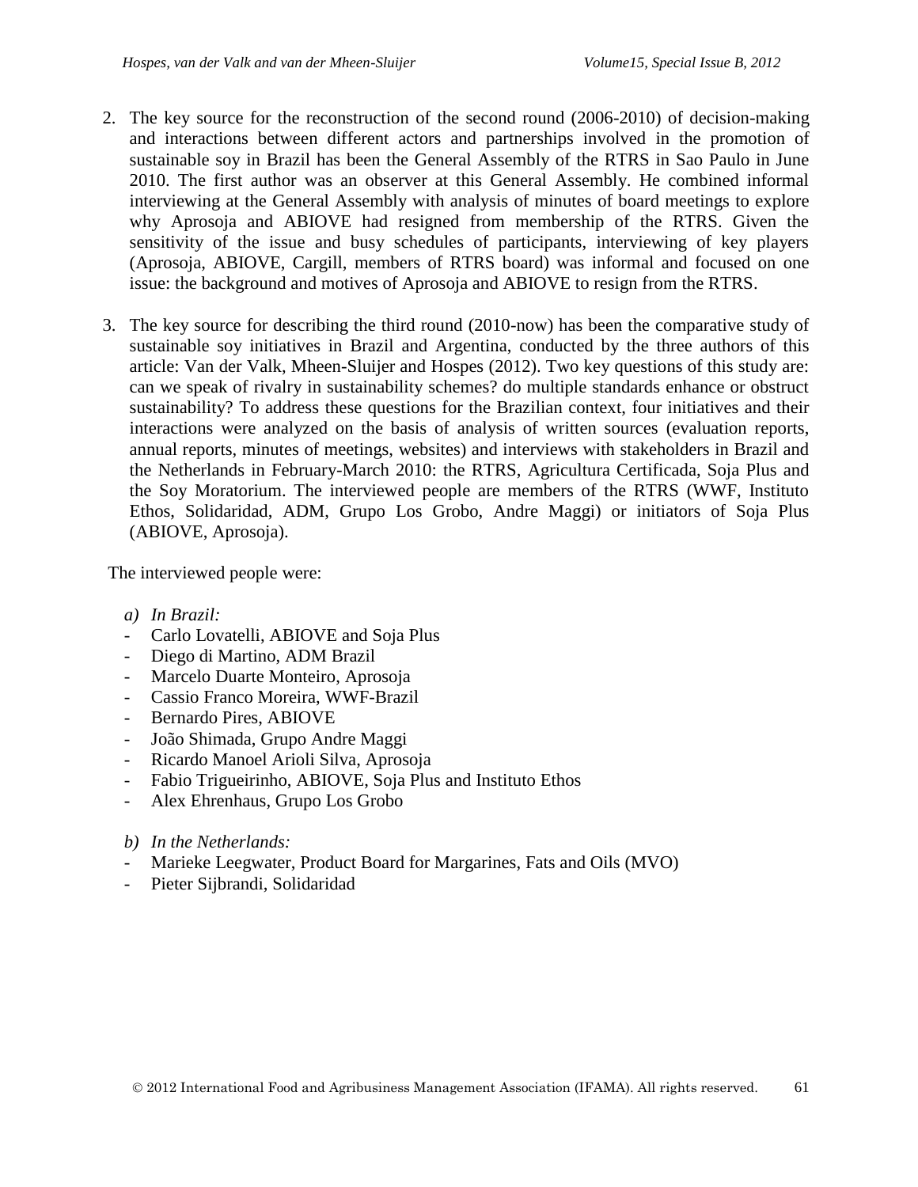2. The key source for the reconstruction of the second round (2006-2010) of decision-making and interactions between different actors and partnerships involved in the promotion of sustainable soy in Brazil has been the General Assembly of the RTRS in Sao Paulo in June 2010. The first author was an observer at this General Assembly. He combined informal interviewing at the General Assembly with analysis of minutes of board meetings to explore why Aprosoja and ABIOVE had resigned from membership of the RTRS. Given the sensitivity of the issue and busy schedules of participants, interviewing of key players (Aprosoja, ABIOVE, Cargill, members of RTRS board) was informal and focused on one issue: the background and motives of Aprosoja and ABIOVE to resign from the RTRS.

3. The key source for describing the third round (2010-now) has been the comparative study of sustainable soy initiatives in Brazil and Argentina, conducted by the three authors of this article: Van der Valk, Mheen-Sluijer and Hospes (2012). Two key questions of this study are: can we speak of rivalry in sustainability schemes? do multiple standards enhance or obstruct sustainability? To address these questions for the Brazilian context, four initiatives and their interactions were analyzed on the basis of analysis of written sources (evaluation reports, annual reports, minutes of meetings, websites) and interviews with stakeholders in Brazil and the Netherlands in February-March 2010: the RTRS, Agricultura Certificada, Soja Plus and the Soy Moratorium. The interviewed people are members of the RTRS (WWF, Instituto Ethos, Solidaridad, ADM, Grupo Los Grobo, Andre Maggi) or initiators of Soja Plus (ABIOVE, Aprosoja).

The interviewed people were:

*a) In Brazil:*

- Carlo Lovatelli, ABIOVE and Soja Plus
- Diego di Martino, ADM Brazil
- Marcelo Duarte Monteiro, Aprosoja
- Cassio Franco Moreira, WWF-Brazil
- Bernardo Pires, ABIOVE
- João Shimada, Grupo Andre Maggi
- Ricardo Manoel Arioli Silva, Aprosoja
- Fabio Trigueirinho, ABIOVE, Soja Plus and Instituto Ethos
- Alex Ehrenhaus, Grupo Los Grobo

*b) In the Netherlands:*

- Marieke Leegwater, Product Board for Margarines, Fats and Oils (MVO)
- Pieter Sijbrandi, Solidaridad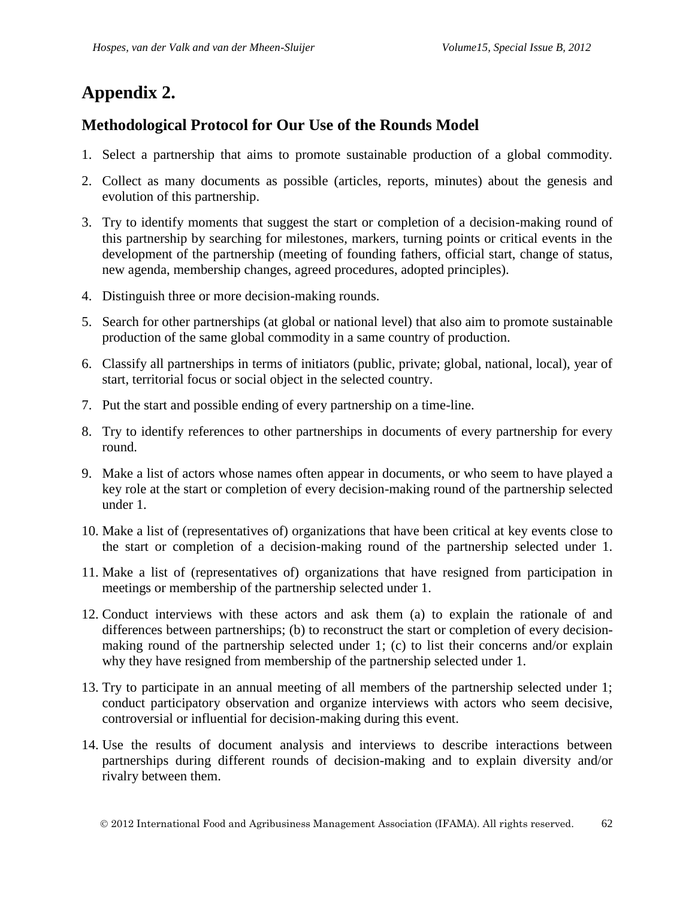# Appendix 2.

## Methodological Protocol for Our Use of the Rounds Model

1. Select a partnership that aims to promote sustainable production of a global commodity.
2. Collect as many documents as possible (articles, reports, minutes) about the genesis and evolution of this partnership.
3. Try to identify moments that suggest the start or completion of a decision-making round of this partnership by searching for milestones, markers, turning points or critical events in the development of the partnership (meeting of founding fathers, official start, change of status, new agenda, membership changes, agreed procedures, adopted principles).
4. Distinguish three or more decision-making rounds.
5. Search for other partnerships (at global or national level) that also aim to promote sustainable production of the same global commodity in a same country of production.
6. Classify all partnerships in terms of initiators (public, private; global, national, local), year of start, territorial focus or social object in the selected country.
7. Put the start and possible ending of every partnership on a time-line.
8. Try to identify references to other partnerships in documents of every partnership for every round.
9. Make a list of actors whose names often appear in documents, or who seem to have played a key role at the start or completion of every decision-making round of the partnership selected under 1.
10. Make a list of (representatives of) organizations that have been critical at key events close to the start or completion of a decision-making round of the partnership selected under 1.
11. Make a list of (representatives of) organizations that have resigned from participation in meetings or membership of the partnership selected under 1.
12. Conduct interviews with these actors and ask them (a) to explain the rationale of and differences between partnerships; (b) to reconstruct the start or completion of every decision-making round of the partnership selected under 1; (c) to list their concerns and/or explain why they have resigned from membership of the partnership selected under 1.
13. Try to participate in an annual meeting of all members of the partnership selected under 1; conduct participatory observation and organize interviews with actors who seem decisive, controversial or influential for decision-making during this event.
14. Use the results of document analysis and interviews to describe interactions between partnerships during different rounds of decision-making and to explain diversity and/or rivalry between them.